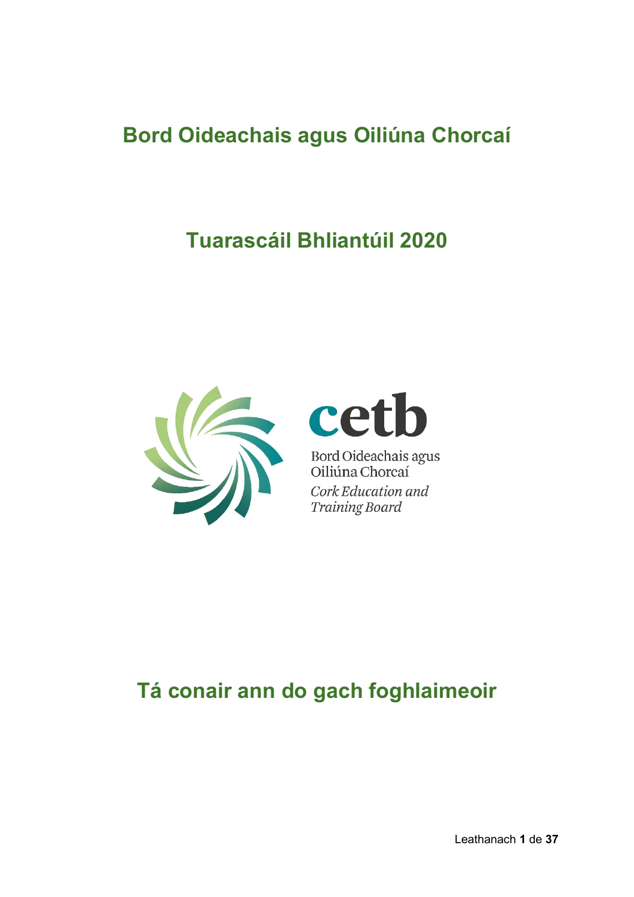# Bord Oideachais agus Oiliúna Chorcaí

## Tuarascáil Bhliantúil 2020

cetb

Bord Oideachais agus Oiliúna Chorcaí

*Cork Education and Training Board*

## Tá conair ann do gach foghlaimeoir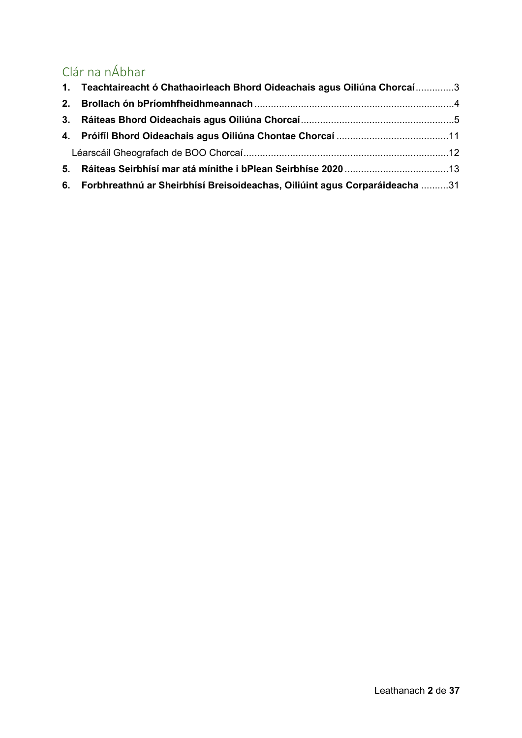## Clár na nÁbhar

1. **Teachtaireacht ó Chathaoirleach Bhord Oideachais agus Oiliúna Chorcaí** .............. 3
2. **Brollach ón bPríomhfheidhmeannach** .............. 4
3. **Ráiteas Bhord Oideachais agus Oiliúna Chorcaí** .............. 5
4. **Próifíl Bhord Oideachais agus Oiliúna Chontae Chorcaí** .............. 11

   Léarscáil Gheografach de BOO Chorcaí .............. 12

5. **Ráiteas Seirbhísí mar atá mínithe i bPlean Seirbhíse 2020** .............. 13
6. **Forbhreathnú ar Sheirbhísí Breisoideachas, Oiliúint agus Corparáideacha** .............. 31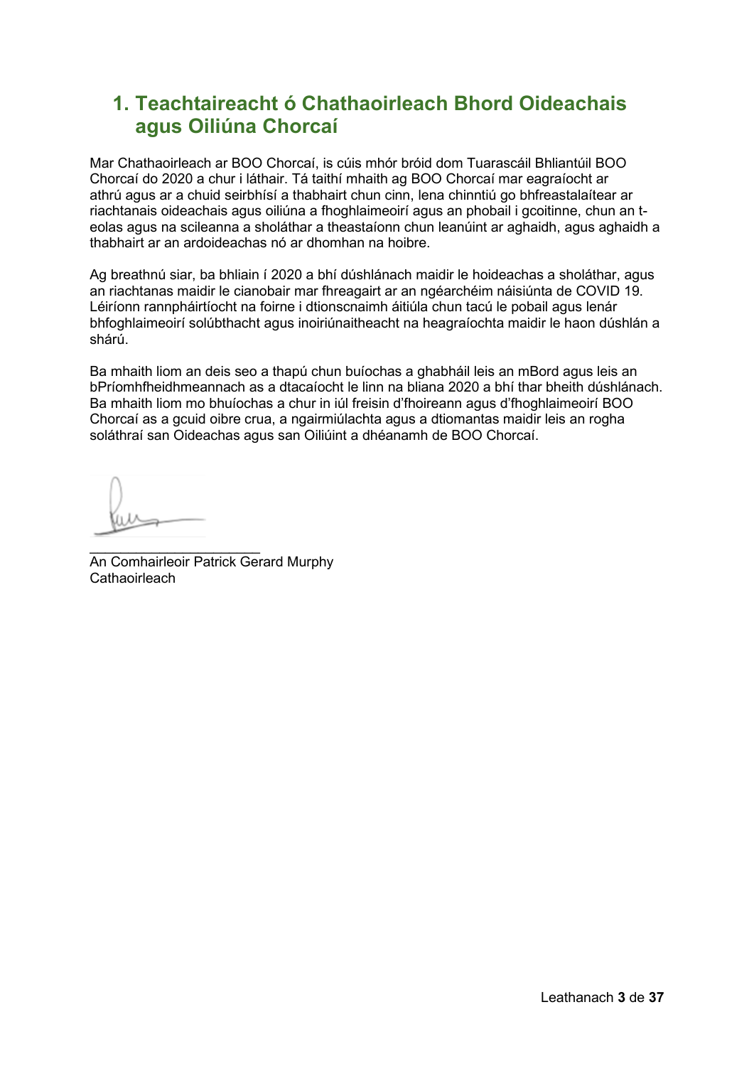## 1. Teachtaireacht ó Chathaoirleach Bhord Oideachais agus Oiliúna Chorcaí

Mar Chathaoirleach ar BOO Chorcaí, is cúis mhór bróid dom Tuarascáil Bhliantúil BOO Chorcaí do 2020 a chur i láthair. Tá taithí mhaith ag BOO Chorcaí mar eagraíocht ar athrú agus ar a chuid seirbhísí a thabhairt chun cinn, lena chinntiú go bhfreastalaítear ar riachtanais oideachais agus oiliúna a fhoghlaimeoirí agus an phobail i gcoitinne, chun an t-eolas agus na scileanna a sholáthar a theastaíonn chun leanúint ar aghaidh, agus aghaidh a thabhairt ar an ardoideachas nó ar dhomhan na hoibre.

Ag breathnú siar, ba bhliain í 2020 a bhí dúshlánach maidir le hoideachas a sholáthar, agus an riachtanas maidir le cianobair mar fhreagairt ar an ngéarchéim náisiúnta de COVID 19. Léiríonn rannpháirtíocht na foirne i dtionscnaimh áitiúla chun tacú le pobail agus lenár bhfoghlaimeoirí solúbthacht agus inoiriúnaitheacht na heagraíochta maidir le haon dúshlán a shárú.

Ba mhaith liom an deis seo a thapú chun buíochas a ghabháil leis an mBord agus leis an bPríomhfheidhmeannach as a dtacaíocht le linn na bliana 2020 a bhí thar bheith dúshlánach. Ba mhaith liom mo bhuíochas a chur in iúl freisin d'fhoireann agus d'fhoghlaimeoirí BOO Chorcaí as a gcuid oibre crua, a ngairmiúlachta agus a dtiomantas maidir leis an rogha soláthraí san Oideachas agus san Oiliúint a dhéanamh de BOO Chorcaí.

______________________
An Comhairleoir Patrick Gerard Murphy
Cathaoirleach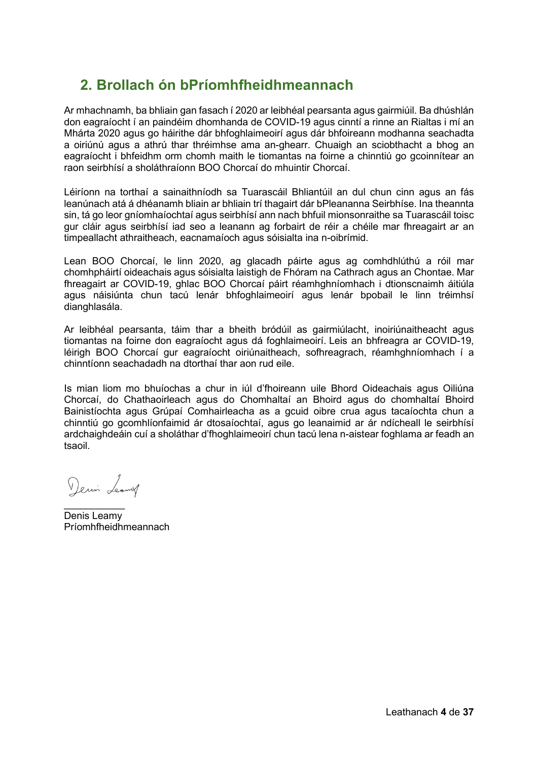## 2. Brollach ón bPríomhfheidhmeannach

Ar mhachnamh, ba bhliain gan fasach í 2020 ar leibhéal pearsanta agus gairmiúil. Ba dhúshlán don eagraíocht í an paindéim dhomhanda de COVID-19 agus cinntí a rinne an Rialtas i mí an Mhárta 2020 agus go háirithe dár bhfoghlaimeoirí agus dár bhfoireann modhanna seachadta a oiriúnú agus a athrú thar thréimhse ama an-ghearr. Chuaigh an sciobthacht a bhog an eagraíocht i bhfeidhm orm chomh maith le tiomantas na foirne a chinntiú go gcoinnítear an raon seirbhísí a sholáthraíonn BOO Chorcaí do mhuintir Chorcaí.

Léiríonn na torthaí a sainaithníodh sa Tuarascáil Bhliantúil an dul chun cinn agus an fás leanúnach atá á dhéanamh bliain ar bhliain trí thagairt dár bPleananna Seirbhíse. Ina theannta sin, tá go leor gníomhaíochtaí agus seirbhísí ann nach bhfuil mionsonraithe sa Tuarascáil toisc gur cláir agus seirbhísí iad seo a leanann ag forbairt de réir a chéile mar fhreagairt ar an timpeallacht athraitheach, eacnamaíoch agus sóisialta ina n-oibrímid.

Lean BOO Chorcaí, le linn 2020, ag glacadh páirte agus ag comhdhlúthú a róil mar chomhpháirtí oideachais agus sóisialta laistigh de Fhóram na Cathrach agus an Chontae. Mar fhreagairt ar COVID-19, ghlac BOO Chorcaí páirt réamhghníomhach i dtionscnaimh áitiúla agus náisiúnta chun tacú lenár bhfoghlaimeoirí agus lenár bpobail le linn tréimhsí dianghlasála.

Ar leibhéal pearsanta, táim thar a bheith bródúil as gairmiúlacht, inoiriúnaitheacht agus tiomantas na foirne don eagraíocht agus dá foghlaimeoirí. Leis an bhfreagra ar COVID-19, léirigh BOO Chorcaí gur eagraíocht oiriúnaitheach, sofhreagrach, réamhghníomhach í a chinntíonn seachadadh na dtorthaí thar aon rud eile.

Is mian liom mo bhuíochas a chur in iúl d'fhoireann uile Bhord Oideachais agus Oiliúna Chorcaí, do Chathaoirleach agus do Chomhaltaí an Bhoird agus do chomhaltaí Bhoird Bainistíochta agus Grúpaí Comhairleacha as a gcuid oibre crua agus tacaíochta chun a chinntiú go gcomhlíonfaimid ár dtosaíochtaí, agus go leanaimid ar ár ndícheall le seirbhísí ardchaighdeáin cuí a sholáthar d'fhoghlaimeoirí chun tacú lena n-aistear foghlama ar feadh an tsaoil.

Denis Leamy
Príomhfheidhmeannach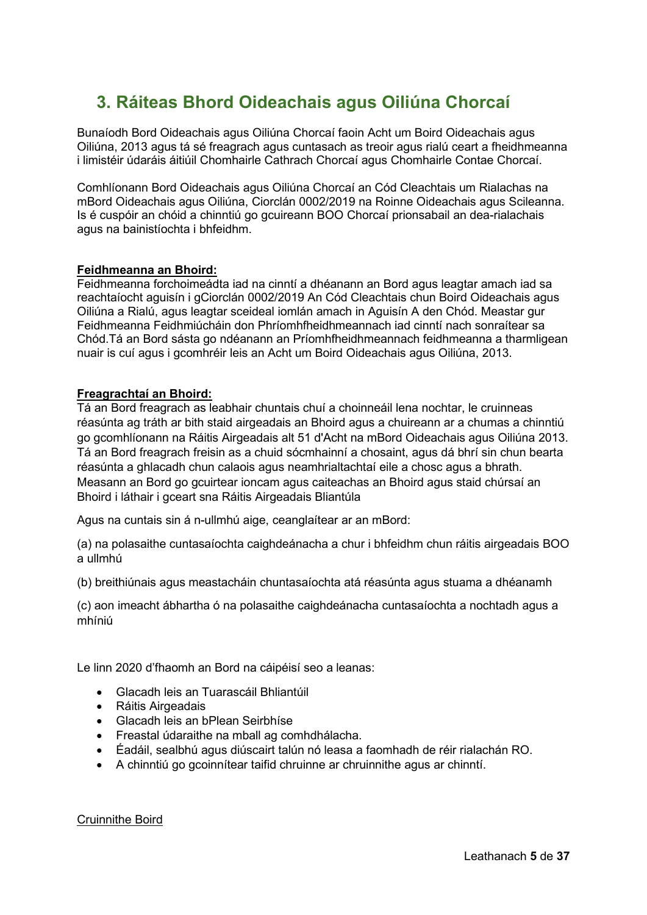## 3. Ráiteas Bhord Oideachais agus Oiliúna Chorcaí

Bunaíodh Bord Oideachais agus Oiliúna Chorcaí faoin Acht um Boird Oideachais agus Oiliúna, 2013 agus tá sé freagrach agus cuntasach as treoir agus rialú ceart a fheidhmeanna i limistéir údaráis áitiúil Chomhairle Cathrach Chorcaí agus Chomhairle Contae Chorcaí.

Comhlíonann Bord Oideachais agus Oiliúna Chorcaí an Cód Cleachtais um Rialachas na mBord Oideachais agus Oiliúna, Ciorclán 0002/2019 na Roinne Oideachais agus Scileanna. Is é cuspóir an chóid a chinntiú go gcuireann BOO Chorcaí prionsabail an dea-rialachais agus na bainistíochta i bhfeidhm.

**Feidhmeanna an Bhoird:**

Feidhmeanna forchoimeádta iad na cinntí a dhéanann an Bord agus leagtar amach iad sa reachtaíocht aguisín i gCiorclán 0002/2019 An Cód Cleachtais chun Boird Oideachais agus Oiliúna a Rialú, agus leagtar sceideal iomlán amach in Aguisín A den Chód. Meastar gur Feidhmeanna Feidhmiúcháin don Phríomhfheidhmeannach iad cinntí nach sonraítear sa Chód.Tá an Bord sásta go ndéanann an Príomhfheidhmeannach feidhmeanna a tharmligean nuair is cuí agus i gcomhréir leis an Acht um Boird Oideachais agus Oiliúna, 2013.

**Freagrachtaí an Bhoird:**

Tá an Bord freagrach as leabhair chuntais chuí a choinneáil lena nochtar, le cruinneas réasúnta ag tráth ar bith staid airgeadais an Bhoird agus a chuireann ar a chumas a chinntiú go gcomhlíonann na Ráitis Airgeadais alt 51 d'Acht na mBord Oideachais agus Oiliúna 2013. Tá an Bord freagrach freisin as a chuid sócmhainní a chosaint, agus dá bhrí sin chun bearta réasúnta a ghlacadh chun calaois agus neamhrialtachtaí eile a chosc agus a bhrath. Measann an Bord go gcuirtear ioncam agus caiteachas an Bhoird agus staid chúrsaí an Bhoird i láthair i gceart sna Ráitis Airgeadais Bliantúla

Agus na cuntais sin á n-ullmhú aige, ceanglaítear ar an mBord:

(a) na polasaithe cuntasaíochta caighdeánacha a chur i bhfeidhm chun ráitis airgeadais BOO a ullmhú

(b) breithiúnais agus meastacháin chuntasaíochta atá réasúnta agus stuama a dhéanamh

(c) aon imeacht ábhartha ó na polasaithe caighdeánacha cuntasaíochta a nochtadh agus a mhíniú

Le linn 2020 d'fhaomh an Bord na cáipéisí seo a leanas:

- Glacadh leis an Tuarascáil Bhliantúil
- Ráitis Airgeadais
- Glacadh leis an bPlean Seirbhíse
- Freastal údaraithe na mball ag comhdhálacha.
- Éadáil, sealbhú agus diúscairt talún nó leasa a faomhadh de réir rialachán RO.
- A chinntiú go gcoinnítear taifid chruinne ar chruinnithe agus ar chinntí.

Cruinnithe Boird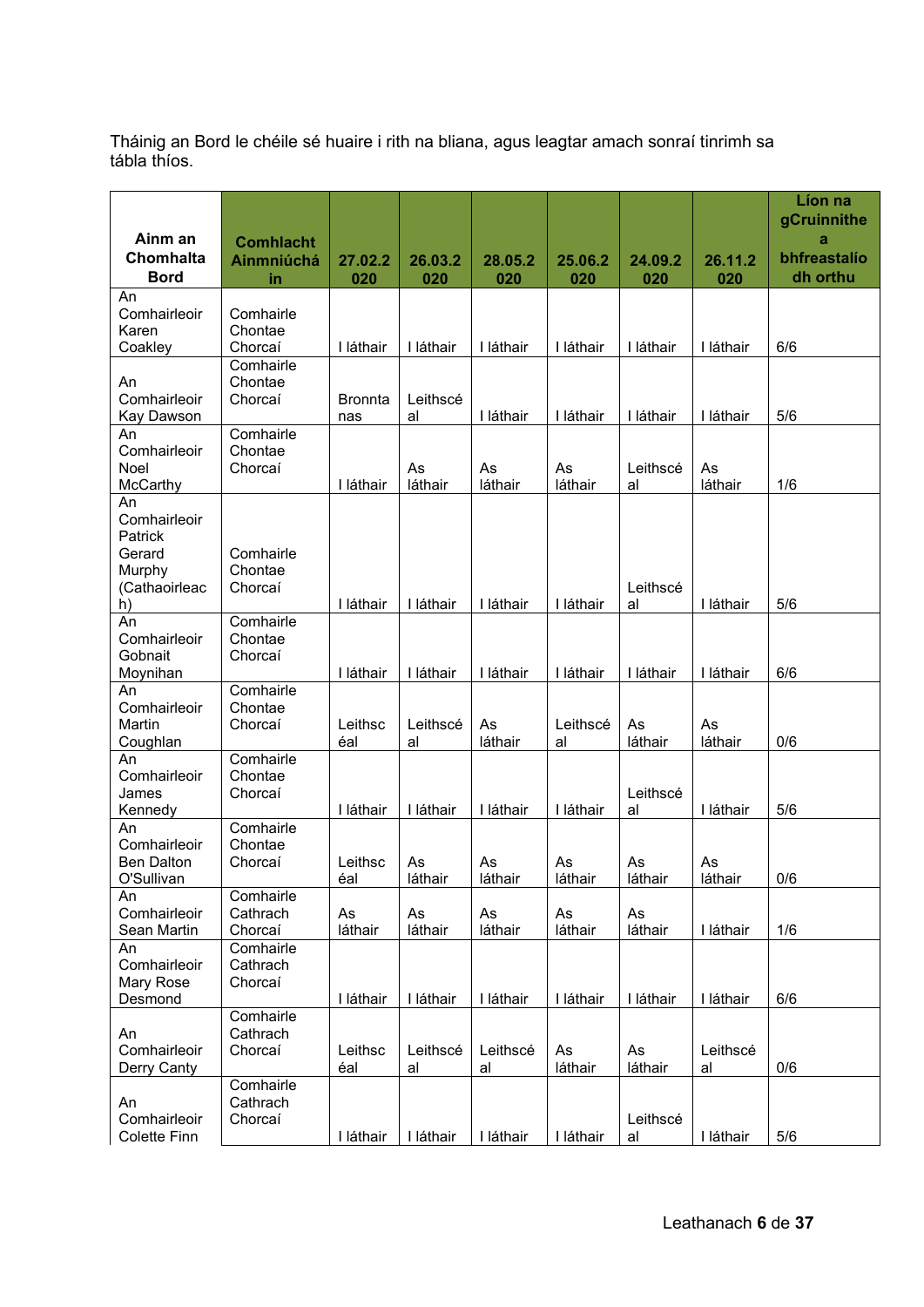Tháinig an Bord le chéile sé huaire i rith na bliana, agus leagtar amach sonraí tinrimh sa tábla thíos.

| Ainm an Chomhalta Bord | Comhlacht Ainmniúchá in | 27.02.2020 | 26.03.2020 | 28.05.2020 | 25.06.2020 | 24.09.2020 | 26.11.2020 | Líon na gCruinnithe a bhfreastalíodh orthu |
|---|---|---|---|---|---|---|---|---|
| An Comhairleoir Karen Coakley | Comhairle Chontae Chorcaí | I láthair | I láthair | I láthair | I láthair | I láthair | I láthair | 6/6 |
| An Comhairleoir Kay Dawson | Comhairle Chontae Chorcaí | Bronntanas | Leithscéal | I láthair | I láthair | I láthair | I láthair | 5/6 |
| An Comhairleoir Noel McCarthy | Comhairle Chontae Chorcaí | I láthair | As láthair | As láthair | As láthair | Leithscéal | As láthair | 1/6 |
| An Comhairleoir Patrick Gerard Murphy (Cathaoirleach) | Comhairle Chontae Chorcaí | I láthair | I láthair | I láthair | I láthair | Leithscéal | I láthair | 5/6 |
| An Comhairleoir Gobnait Moynihan | Comhairle Chontae Chorcaí | I láthair | I láthair | I láthair | I láthair | I láthair | I láthair | 6/6 |
| An Comhairleoir Martin Coughlan | Comhairle Chontae Chorcaí | Leithscéal | Leithscéal | As láthair | Leithscéal | As láthair | As láthair | 0/6 |
| An Comhairleoir James Kennedy | Comhairle Chontae Chorcaí | I láthair | I láthair | I láthair | I láthair | Leithscéal | I láthair | 5/6 |
| An Comhairleoir Ben Dalton O'Sullivan | Comhairle Chontae Chorcaí | Leithscéal | As láthair | As láthair | As láthair | As láthair | As láthair | 0/6 |
| An Comhairleoir Sean Martin | Comhairle Cathrach Chorcaí | As láthair | As láthair | As láthair | As láthair | As láthair | I láthair | 1/6 |
| An Comhairleoir Mary Rose Desmond | Comhairle Cathrach Chorcaí | I láthair | I láthair | I láthair | I láthair | I láthair | I láthair | 6/6 |
| An Comhairleoir Derry Canty | Comhairle Cathrach Chorcaí | Leithscéal | Leithscéal | Leithscéal | As láthair | As láthair | Leithscéal | 0/6 |
| An Comhairleoir Colette Finn | Comhairle Cathrach Chorcaí | I láthair | I láthair | I láthair | I láthair | Leithscéal | I láthair | 5/6 |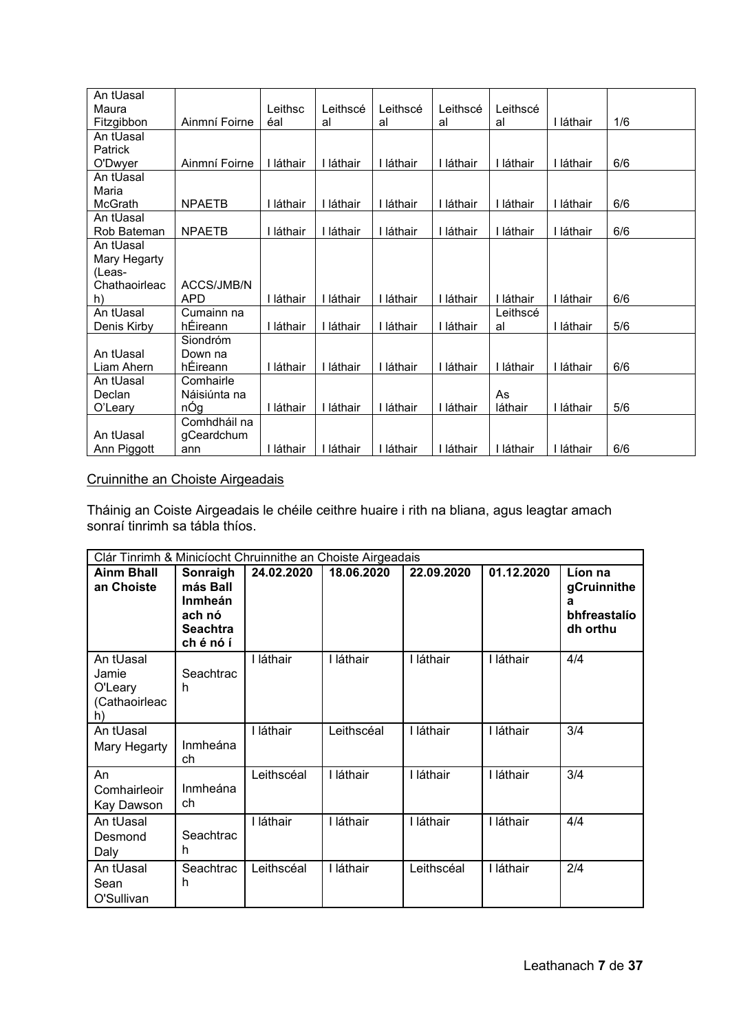| | | | | | | | | |
|---|---|---|---|---|---|---|---|---|
| An tUasal Maura Fitzgibbon | Ainmní Foirne | Leithscéal | Leithscéal | Leithscéal | Leithscéal | Leithscéal | I láthair | 1/6 |
| An tUasal Patrick O'Dwyer | Ainmní Foirne | I láthair | I láthair | I láthair | I láthair | I láthair | I láthair | 6/6 |
| An tUasal Maria McGrath | NPAETB | I láthair | I láthair | I láthair | I láthair | I láthair | I láthair | 6/6 |
| An tUasal Rob Bateman | NPAETB | I láthair | I láthair | I láthair | I láthair | I láthair | I láthair | 6/6 |
| An tUasal Mary Hegarty (Leas-Chathaoirleach) | ACCS/JMB/NAPD | I láthair | I láthair | I láthair | I láthair | I láthair | I láthair | 6/6 |
| An tUasal Denis Kirby | Cumainn na hÉireann | I láthair | I láthair | I láthair | I láthair | Leithscéal | I láthair | 5/6 |
| An tUasal Liam Ahern | Siondróm Down na hÉireann | I láthair | I láthair | I láthair | I láthair | I láthair | I láthair | 6/6 |
| An tUasal Declan O'Leary | Comhairle Náisiúnta na nÓg | I láthair | I láthair | I láthair | I láthair | As láthair | I láthair | 5/6 |
| An tUasal Ann Piggott | Comhdháil na gCeardchumann | I láthair | I láthair | I láthair | I láthair | I láthair | I láthair | 6/6 |

## Cruinnithe an Choiste Airgeadais

Tháinig an Coiste Airgeadais le chéile ceithre huaire i rith na bliana, agus leagtar amach sonraí tinrimh sa tábla thíos.

| Clár Tinrimh & Minicíocht Chruinnithe an Choiste Airgeadais | | | | | | |
|---|---|---|---|---|---|---|
| **Ainm Bhall an Choiste** | **Sonraigh más Ball Inmheánach nó Seachtrach é nó í** | **24.02.2020** | **18.06.2020** | **22.09.2020** | **01.12.2020** | **Líon na gCruinnithe a bhfreastalíodh orthu** |
| An tUasal Jamie O'Leary (Cathaoirleach) | Seachtrach | I láthair | I láthair | I láthair | I láthair | 4/4 |
| An tUasal Mary Hegarty | Inmheánach | I láthair | Leithscéal | I láthair | I láthair | 3/4 |
| An Comhairleoir Kay Dawson | Inmheánach | Leithscéal | I láthair | I láthair | I láthair | 3/4 |
| An tUasal Desmond Daly | Seachtrach | I láthair | I láthair | I láthair | I láthair | 4/4 |
| An tUasal Sean O'Sullivan | Seachtrach | Leithscéal | I láthair | Leithscéal | I láthair | 2/4 |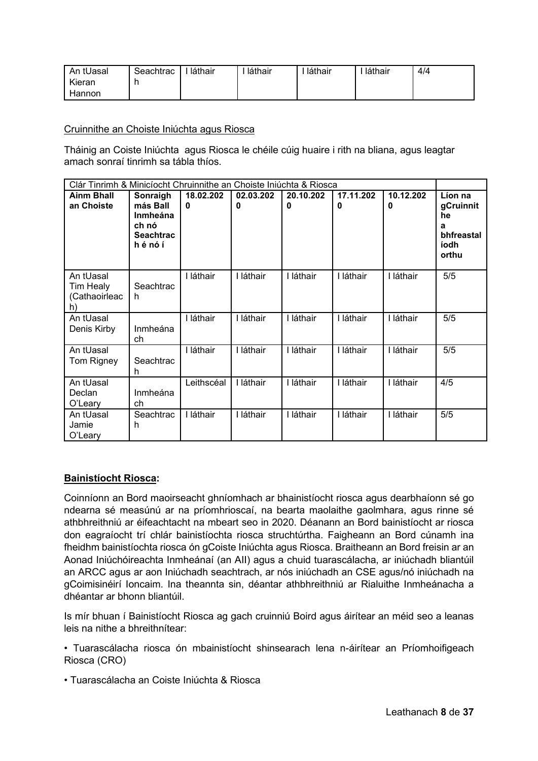| An tUasal Kieran Hannon | Seachtrach | I láthair | I láthair | I láthair | I láthair | 4/4 |
|---|---|---|---|---|---|---|

Cruinnithe an Choiste Iniúchta agus Riosca

Tháinig an Coiste Iniúchta agus Riosca le chéile cúig huaire i rith na bliana, agus leagtar amach sonraí tinrimh sa tábla thíos.

| Clár Tinrimh & Minicíocht Chruinnithe an Choiste Iniúchta & Riosca | | | | | | | |
|---|---|---|---|---|---|---|---|
| **Ainm Bhall an Choiste** | **Sonraigh más Ball Inmheánach nó Seachtrach é nó í** | **18.02.2020** | **02.03.2020** | **20.10.2020** | **17.11.2020** | **10.12.2020** | **Líon na gCruinnithe a bhfreastalíodh orthu** |
| An tUasal Tim Healy (Cathaoirleach) | Seachtrach | I láthair | I láthair | I láthair | I láthair | I láthair | 5/5 |
| An tUasal Denis Kirby | Inmheánach | I láthair | I láthair | I láthair | I láthair | I láthair | 5/5 |
| An tUasal Tom Rigney | Seachtrach | I láthair | I láthair | I láthair | I láthair | I láthair | 5/5 |
| An tUasal Declan O'Leary | Inmheánach | Leithscéal | I láthair | I láthair | I láthair | I láthair | 4/5 |
| An tUasal Jamie O'Leary | Seachtrach | I láthair | I láthair | I láthair | I láthair | I láthair | 5/5 |

**Bainistíocht Riosca:**

Coinníonn an Bord maoirseacht ghníomhach ar bhainistíocht riosca agus dearbhaíonn sé go ndearna sé measúnú ar na príomhrioscaí, na bearta maolaithe gaolmhara, agus rinne sé athbhreithniú ar éifeachtacht na mbeart seo in 2020. Déanann an Bord bainistíocht ar riosca don eagraíocht trí chlár bainistíochta riosca struchtúrtha. Faigheann an Bord cúnamh ina fheidhm bainistíochta riosca ón gCoiste Iniúchta agus Riosca. Braitheann an Bord freisin ar an Aonad Iniúchóireachta Inmheánaí (an AII) agus a chuid tuarascálacha, ar iniúchadh bliantúil an ARCC agus ar aon Iniúchadh seachtrach, ar nós iniúchadh an CSE agus/nó iniúchadh na gCoimisinéirí Ioncaim. Ina theannta sin, déantar athbhreithniú ar Rialuithe Inmheánacha a dhéantar ar bhonn bliantúil.

Is mír bhuan í Bainistíocht Riosca ag gach cruinniú Boird agus áirítear an méid seo a leanas leis na nithe a bhreithnítear:

- Tuarascálacha riosca ón mbainistíocht shinsearach lena n-áirítear an Príomhoifigeach Riosca (CRO)
- Tuarascálacha an Coiste Iniúchta & Riosca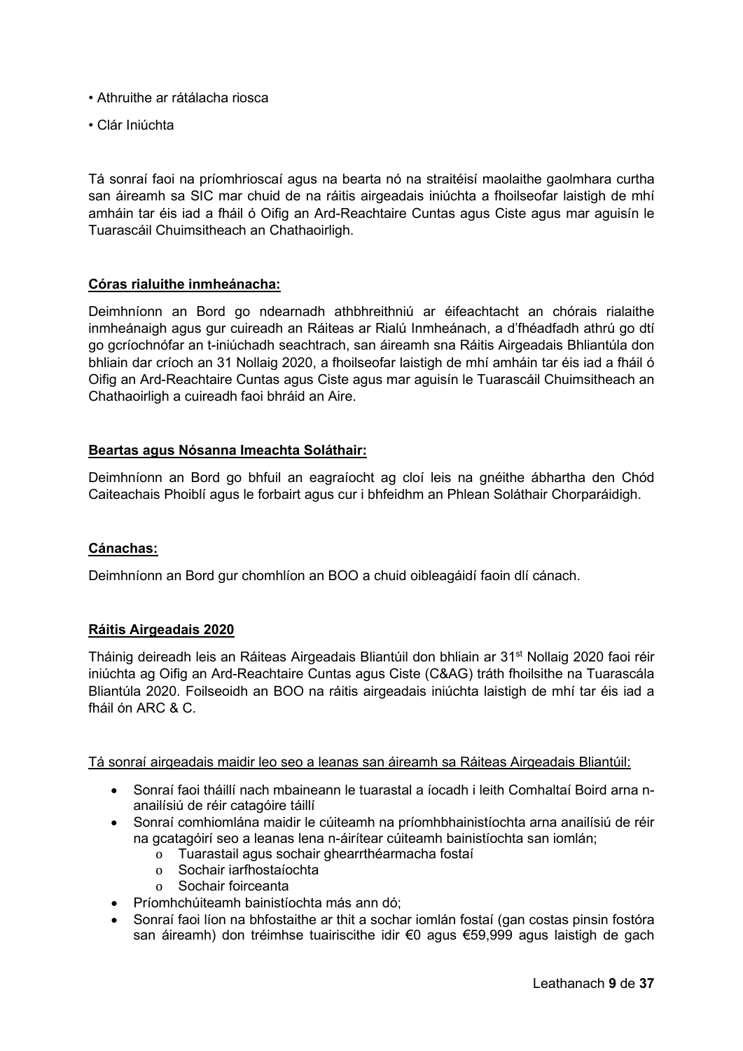- Athruithe ar rátálacha riosca
- Clár Iniúchta

Tá sonraí faoi na príomhrioscaí agus na bearta nó na straitéisí maolaithe gaolmhara curtha san áireamh sa SIC mar chuid de na ráitis airgeadais iniúchta a fhoilseofar laistigh de mhí amháin tar éis iad a fháil ó Oifig an Ard-Reachtaire Cuntas agus Ciste agus mar aguisín le Tuarascáil Chuimsitheach an Chathaoirligh.

**Córas rialuithe inmheánacha:**

Deimhníonn an Bord go ndearnadh athbhreithniú ar éifeachtacht an chórais rialaithe inmheánaigh agus gur cuireadh an Ráiteas ar Rialú Inmheánach, a d'fhéadfadh athrú go dtí go gcríochnófar an t-iniúchadh seachtrach, san áireamh sna Ráitis Airgeadais Bhliantúla don bhliain dar críoch an 31 Nollaig 2020, a fhoilseofar laistigh de mhí amháin tar éis iad a fháil ó Oifig an Ard-Reachtaire Cuntas agus Ciste agus mar aguisín le Tuarascáil Chuimsitheach an Chathaoirligh a cuireadh faoi bhráid an Aire.

**Beartas agus Nósanna Imeachta Soláthair:**

Deimhníonn an Bord go bhfuil an eagraíocht ag cloí leis na gnéithe ábhartha den Chód Caiteachais Phoiblí agus le forbairt agus cur i bhfeidhm an Phlean Soláthair Chorparáidigh.

**Cánachas:**

Deimhníonn an Bord gur chomhlíon an BOO a chuid oibleagáidí faoin dlí cánach.

**Ráitis Airgeadais 2020**

Tháinig deireadh leis an Ráiteas Airgeadais Bliantúil don bhliain ar 31st Nollaig 2020 faoi réir iniúchta ag Oifig an Ard-Reachtaire Cuntas agus Ciste (C&AG) tráth fhoilsithe na Tuarascála Bliantúla 2020. Foilseoidh an BOO na ráitis airgeadais iniúchta laistigh de mhí tar éis iad a fháil ón ARC & C.

Tá sonraí airgeadais maidir leo seo a leanas san áireamh sa Ráiteas Airgeadais Bliantúil:

- Sonraí faoi tháillí nach mbaineann le tuarastal a íocadh i leith Comhaltaí Boird arna n-anailísiú de réir catagóire táillí
- Sonraí comhiomlána maidir le cúiteamh na príomhbhainistíochta arna anailísiú de réir na gcatagóirí seo a leanas lena n-áirítear cúiteamh bainistíochta san iomlán;
    - Tuarastail agus sochair ghearrthéarmacha fostaí
    - Sochair iarfhostaíochta
    - Sochair foirceanta
- Príomhchúiteamh bainistíochta más ann dó;
- Sonraí faoi líon na bhfostaithe ar thit a sochar iomlán fostaí (gan costas pinsin fostóra san áireamh) don tréimhse tuairiscithe idir €0 agus €59,999 agus laistigh de gach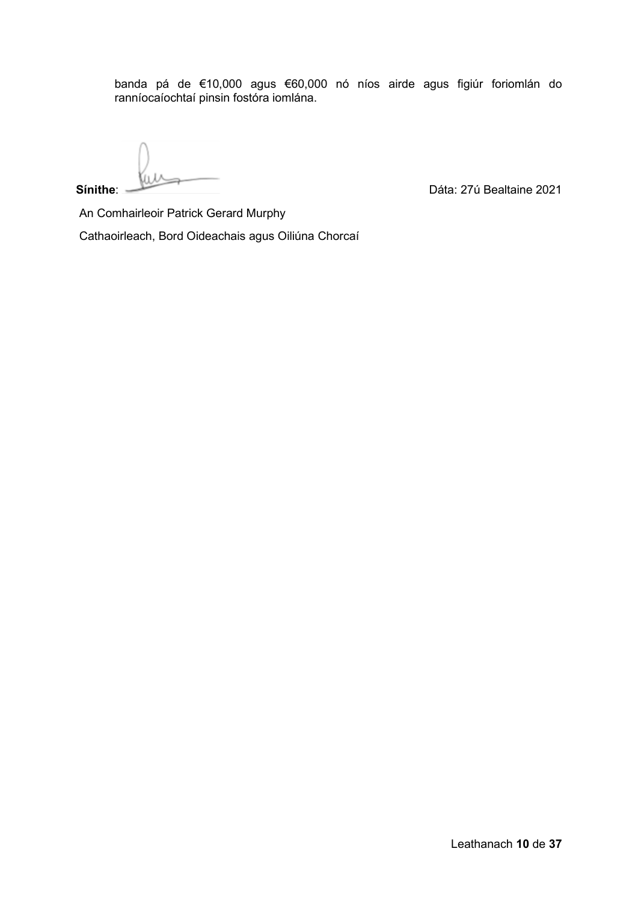banda pá de €10,000 agus €60,000 nó níos airde agus figiúr foriomlán do ranníocaíochtaí pinsin fostóra iomlána.

**Sínithe**: Dáta: 27ú Bealtaine 2021

An Comhairleoir Patrick Gerard Murphy

Cathaoirleach, Bord Oideachais agus Oiliúna Chorcaí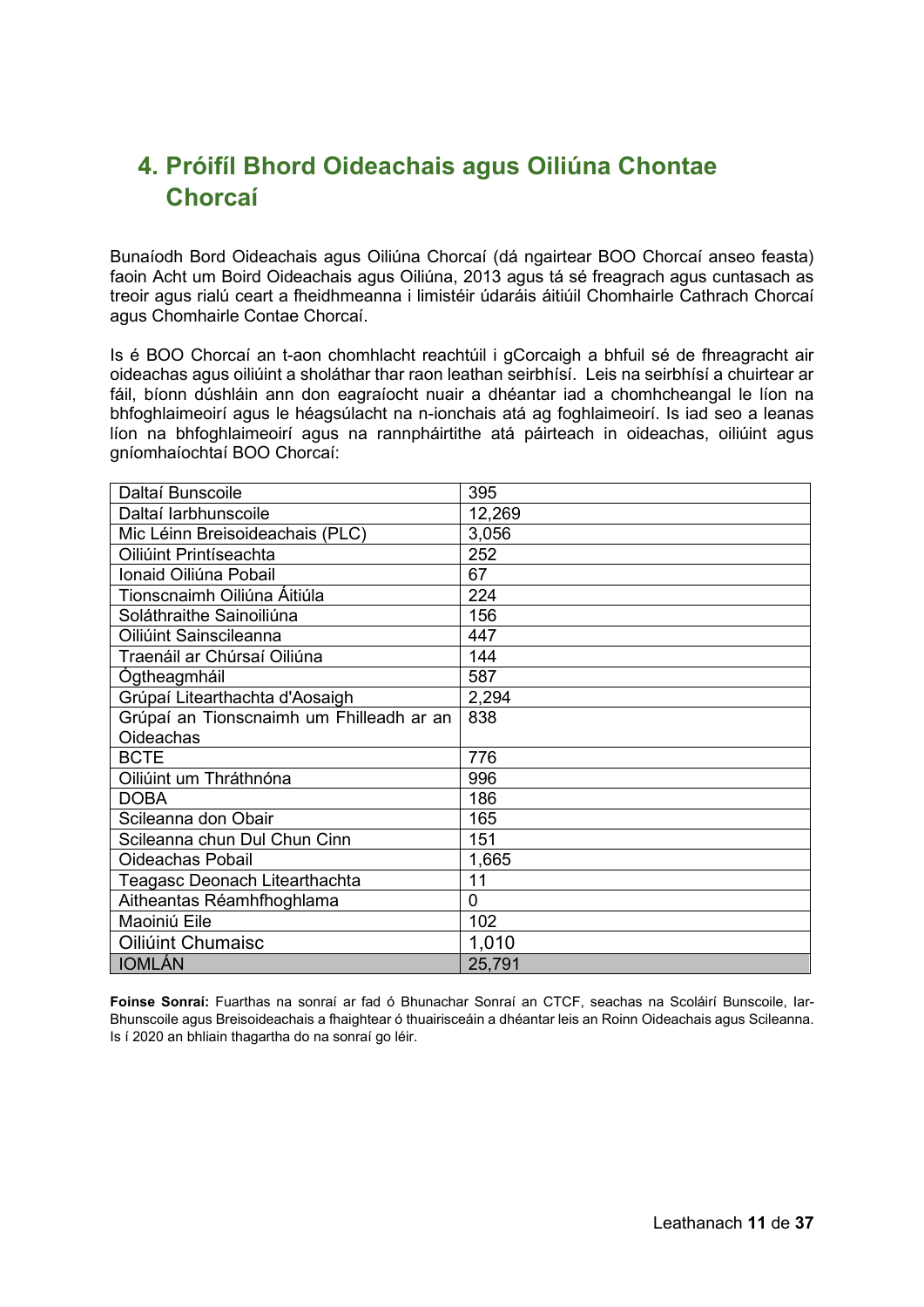## 4. Próifíl Bhord Oideachais agus Oiliúna Chontae Chorcaí

Bunaíodh Bord Oideachais agus Oiliúna Chorcaí (dá ngairtear BOO Chorcaí anseo feasta) faoin Acht um Boird Oideachais agus Oiliúna, 2013 agus tá sé freagrach agus cuntasach as treoir agus rialú ceart a fheidhmeanna i limistéir údaráis áitiúil Chomhairle Cathrach Chorcaí agus Chomhairle Contae Chorcaí.

Is é BOO Chorcaí an t-aon chomhlacht reachtúil i gCorcaigh a bhfuil sé de fhreagracht air oideachas agus oiliúint a sholáthar thar raon leathan seirbhísí. Leis na seirbhísí a chuirtear ar fáil, bíonn dúshláin ann don eagraíocht nuair a dhéantar iad a chomhcheangal le líon na bhfoghlaimeoirí agus le héagsúlacht na n-ionchais atá ag foghlaimeoirí. Is iad seo a leanas líon na bhfoghlaimeoirí agus na rannpháirtithe atá páirteach in oideachas, oiliúint agus gníomhaíochtaí BOO Chorcaí:

| | |
|---|---|
| Daltaí Bunscoile | 395 |
| Daltaí Iarbhunscoile | 12,269 |
| Mic Léinn Breisoideachais (PLC) | 3,056 |
| Oiliúint Printíseachta | 252 |
| Ionaid Oiliúna Pobail | 67 |
| Tionscnaimh Oiliúna Áitiúla | 224 |
| Soláthraithe Sainoiliúna | 156 |
| Oiliúint Sainscileanna | 447 |
| Traenáil ar Chúrsaí Oiliúna | 144 |
| Ógtheagmháil | 587 |
| Grúpaí Litearthachta d'Aosaigh | 2,294 |
| Grúpaí an Tionscnaimh um Fhilleadh ar an Oideachas | 838 |
| BCTE | 776 |
| Oiliúint um Thráthnóna | 996 |
| DOBA | 186 |
| Scileanna don Obair | 165 |
| Scileanna chun Dul Chun Cinn | 151 |
| Oideachas Pobail | 1,665 |
| Teagasc Deonach Litearthachta | 11 |
| Aitheantas Réamhfhoghlama | 0 |
| Maoiniú Eile | 102 |
| Oiliúint Chumaisc | 1,010 |
| IOMLÁN | 25,791 |

**Foinse Sonraí:** Fuarthas na sonraí ar fad ó Bhunachar Sonraí an CTCF, seachas na Scoláirí Bunscoile, Iar-Bhunscoile agus Breisoideachais a fhaightear ó thuairisceáin a dhéantar leis an Roinn Oideachais agus Scileanna. Is í 2020 an bhliain thagartha do na sonraí go léir.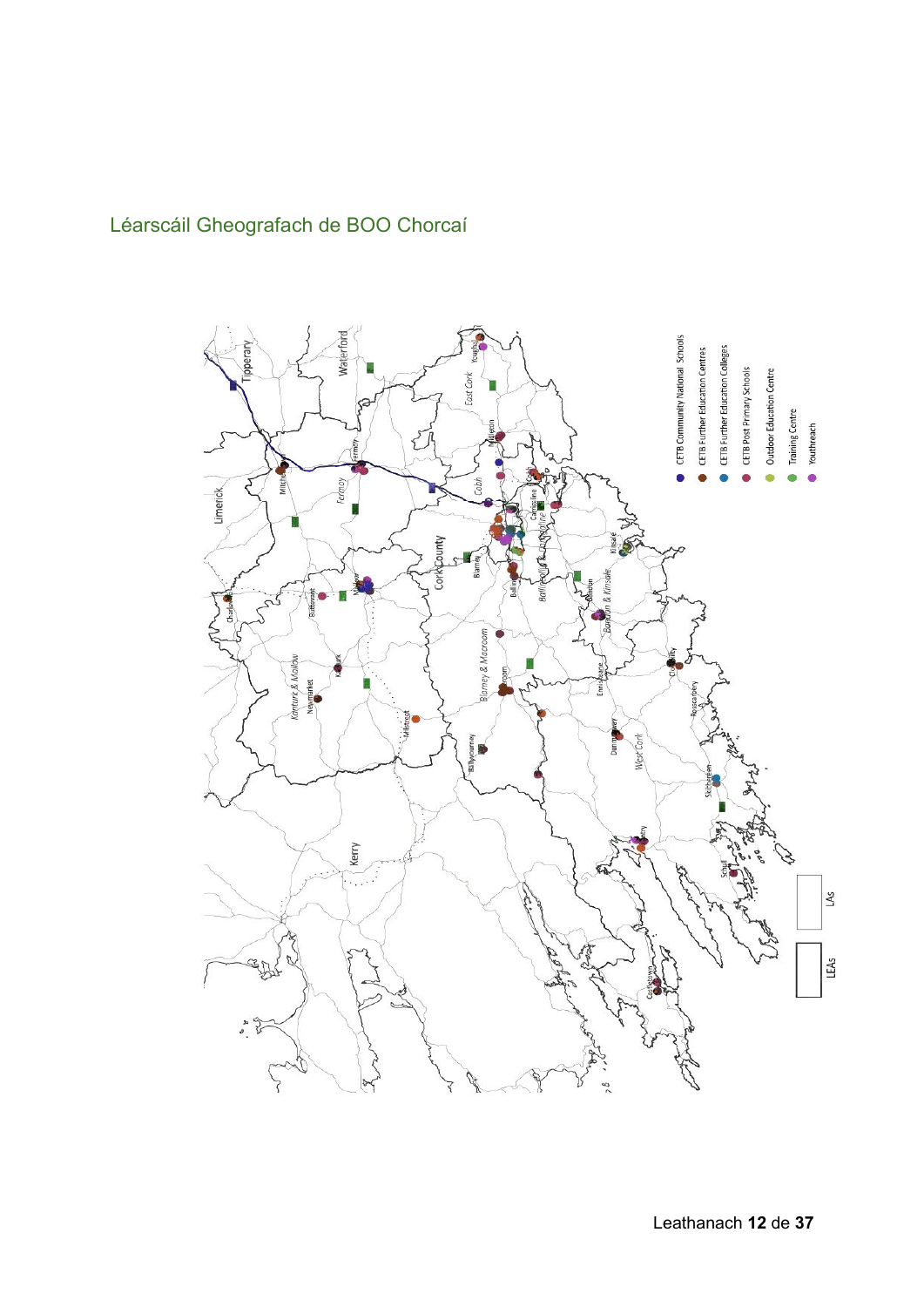## Léarscáil Gheografach de BOO Chorcaí

- CETB Community National Schools
- CETB Further Education Centres
- CETB Further Education Colleges
- CETB Post Primary Schools
- Outdoor Education Centre
- Training Centre
- Youthreach

LAs

LEAs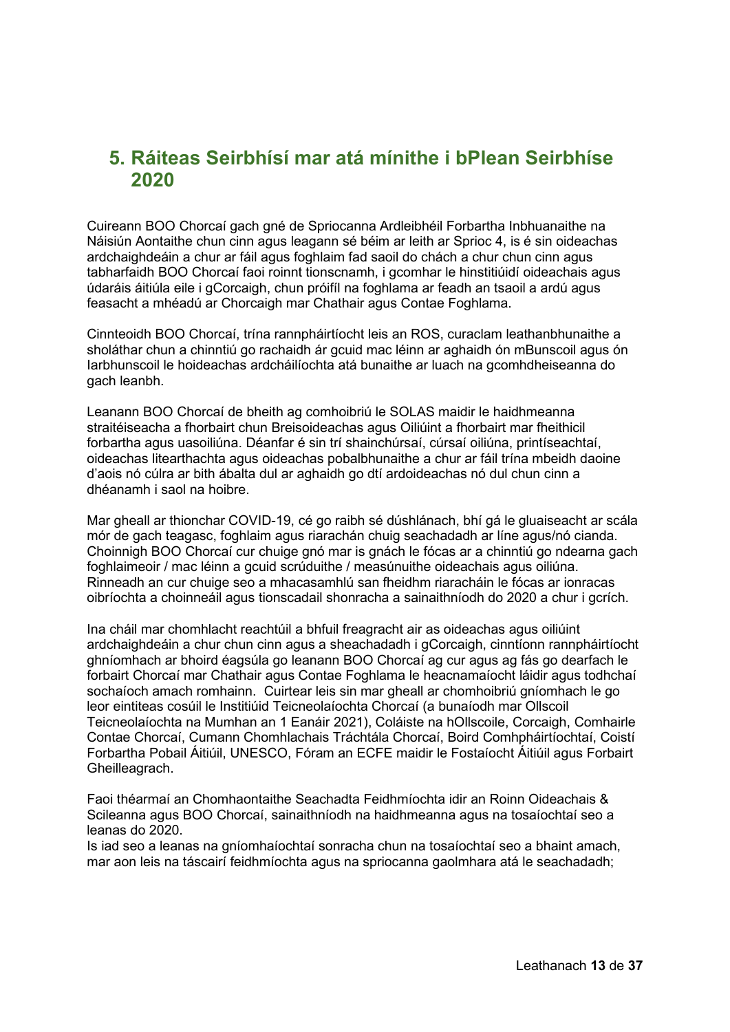## 5. Ráiteas Seirbhísí mar atá mínithe i bPlean Seirbhíse 2020

Cuireann BOO Chorcaí gach gné de Spriocanna Ardleibhéil Forbartha Inbhuanaithe na Náisiún Aontaithe chun cinn agus leagann sé béim ar leith ar Sprioc 4, is é sin oideachas ardchaighdeáin a chur ar fáil agus foghlaim fad saoil do chách a chur chun cinn agus tabharfaidh BOO Chorcaí faoi roinnt tionscnamh, i gcomhar le hinstitiúidí oideachais agus údaráis áitiúla eile i gCorcaigh, chun próifíl na foghlama ar feadh an tsaoil a ardú agus feasacht a mhéadú ar Chorcaigh mar Chathair agus Contae Foghlama.

Cinnteoidh BOO Chorcaí, trína rannpháirtíocht leis an ROS, curaclam leathanbhunaithe a sholáthar chun a chinntiú go rachaidh ár gcuid mac léinn ar aghaidh ón mBunscoil agus ón Iarbhunscoil le hoideachas ardcháilíochta atá bunaithe ar luach na gcomhdheiseanna do gach leanbh.

Leanann BOO Chorcaí de bheith ag comhoibriú le SOLAS maidir le haidhmeanna straitéiseacha a fhorbairt chun Breisoideachas agus Oiliúint a fhorbairt mar fheithicil forbartha agus uasoiliúna. Déanfar é sin trí shainchúrsaí, cúrsaí oiliúna, printíseachtaí, oideachas litearthachta agus oideachas pobalbhunaithe a chur ar fáil trína mbeidh daoine d'aois nó cúlra ar bith ábalta dul ar aghaidh go dtí ardoideachas nó dul chun cinn a dhéanamh i saol na hoibre.

Mar gheall ar thionchar COVID-19, cé go raibh sé dúshlánach, bhí gá le gluaiseacht ar scála mór de gach teagasc, foghlaim agus riarachán chuig seachadadh ar líne agus/nó cianda. Choinnigh BOO Chorcaí cur chuige gnó mar is gnách le fócas ar a chinntiú go ndearna gach foghlaimeoir / mac léinn a gcuid scrúduithe / measúnuithe oideachais agus oiliúna. Rinneadh an cur chuige seo a mhacasamhlú san fheidhm riaracháin le fócas ar ionracas oibríochta a choinneáil agus tionscadail shonracha a sainaithníodh do 2020 a chur i gcrích.

Ina cháil mar chomhlacht reachtúil a bhfuil freagracht air as oideachas agus oiliúint ardchaighdeáin a chur chun cinn agus a sheachadadh i gCorcaigh, cinntíonn rannpháirtíocht ghníomhach ar bhoird éagsúla go leanann BOO Chorcaí ag cur agus ag fás go dearfach le forbairt Chorcaí mar Chathair agus Contae Foghlama le heacnamaíocht láidir agus todhchaí sochaíoch amach romhainn. Cuirtear leis sin mar gheall ar chomhoibriú gníomhach le go leor eintiteas cosúil le Institiúid Teicneolaíochta Chorcaí (a bunaíodh mar Ollscoil Teicneolaíochta na Mumhan an 1 Eanáir 2021), Coláiste na hOllscoile, Corcaigh, Comhairle Contae Chorcaí, Cumann Chomhlachais Tráchtála Chorcaí, Boird Comhpháirtíochtaí, Coistí Forbartha Pobail Áitiúil, UNESCO, Fóram an ECFE maidir le Fostaíocht Áitiúil agus Forbairt Gheilleagrach.

Faoi théarmaí an Chomhaontaithe Seachadta Feidhmíochta idir an Roinn Oideachais & Scileanna agus BOO Chorcaí, sainaithníodh na haidhmeanna agus na tosaíochtaí seo a leanas do 2020.
Is iad seo a leanas na gníomhaíochtaí sonracha chun na tosaíochtaí seo a bhaint amach, mar aon leis na táscairí feidhmíochta agus na spriocanna gaolmhara atá le seachadadh;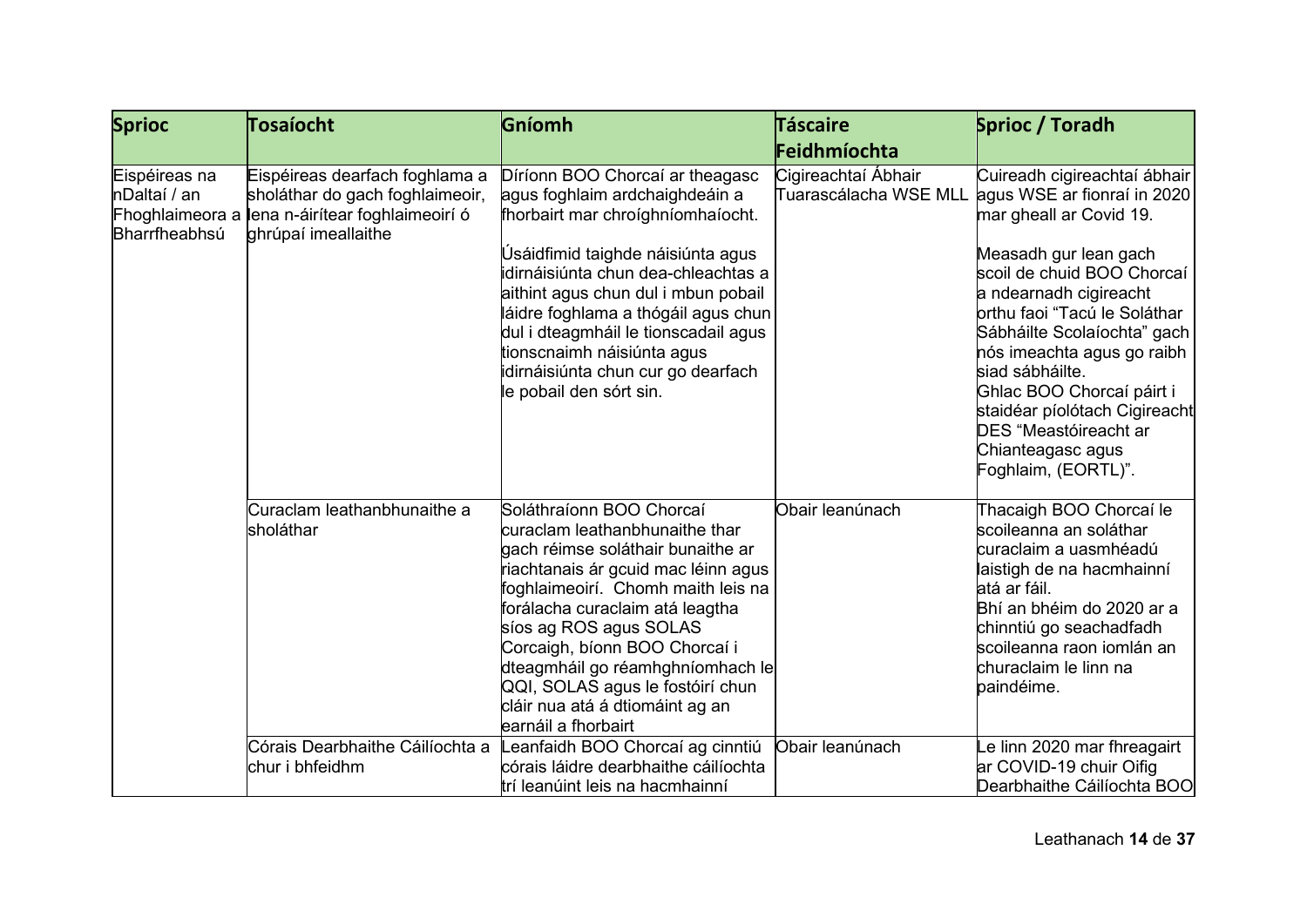| Sprioc | Tosaíocht | Gníomh | Táscaire Feidhmíochta | Sprioc / Toradh |
|---|---|---|---|---|
| Eispéireas na nDaltaí / an Fhoghlaimeora a Bharrfheabhsú | Eispéireas dearfach foghlama a sholáthar do gach foghlaimeoir, lena n-áirítear foghlaimeoirí ó ghrúpaí imeallaithe | Díríonn BOO Chorcaí ar theagasc agus foghlaim ardchaighdeáin a fhorbairt mar chroíghníomhaíocht.<br><br>Úsáidfimid taighde náisiúnta agus idirnáisiúnta chun dea-chleachtas a aithint agus chun dul i mbun pobail láidre foghlama a thógáil agus chun dul i dteagmháil le tionscadail agus tionscnaimh náisiúnta agus idirnáisiúnta chun cur go dearfach le pobail den sórt sin. | Cigireachtaí Ábhair Tuarascálacha WSE MLL | Cuireadh cigireachtaí ábhair agus WSE ar fionraí in 2020 mar gheall ar Covid 19.<br><br>Measadh gur lean gach scoil de chuid BOO Chorcaí a ndearnadh cigireacht orthu faoi "Tacú le Soláthar Sábháilte Scolaíochta" gach nós imeachta agus go raibh siad sábháilte.<br>Ghlac BOO Chorcaí páirt i staidéar píolótach Cigireacht DES "Meastóireacht ar Chianteagasc agus Foghlaim, (EORTL)". |
| | Curaclam leathanbhunaithe a sholáthar | Soláthraíonn BOO Chorcaí curaclam leathanbhunaithe thar gach réimse soláthair bunaithe ar riachtanais ár gcuid mac léinn agus foghlaimeoirí. Chomh maith leis na forálacha curaclaim atá leagtha síos ag ROS agus SOLAS Corcaigh, bíonn BOO Chorcaí i dteagmháil go réamhghníomhach le QQI, SOLAS agus le fostóirí chun cláir nua atá á dtiomáint ag an earnáil a fhorbairt | Obair leanúnach | Thacaigh BOO Chorcaí le scoileanna an soláthar curaclaim a uasmhéadú laistigh de na hacmhainní atá ar fáil.<br>Bhí an bhéim do 2020 ar a chinntiú go seachadfadh scoileanna raon iomlán an churaclaim le linn na paindéime. |
| | Córais Dearbhaithe Cáilíochta a chur i bhfeidhm | Leanfaidh BOO Chorcaí ag cinntiú córais láidre dearbhaithe cáilíochta trí leanúint leis na hacmhainní | Obair leanúnach | Le linn 2020 mar fhreagairt ar COVID-19 chuir Oifig Dearbhaithe Cáilíochta BOO |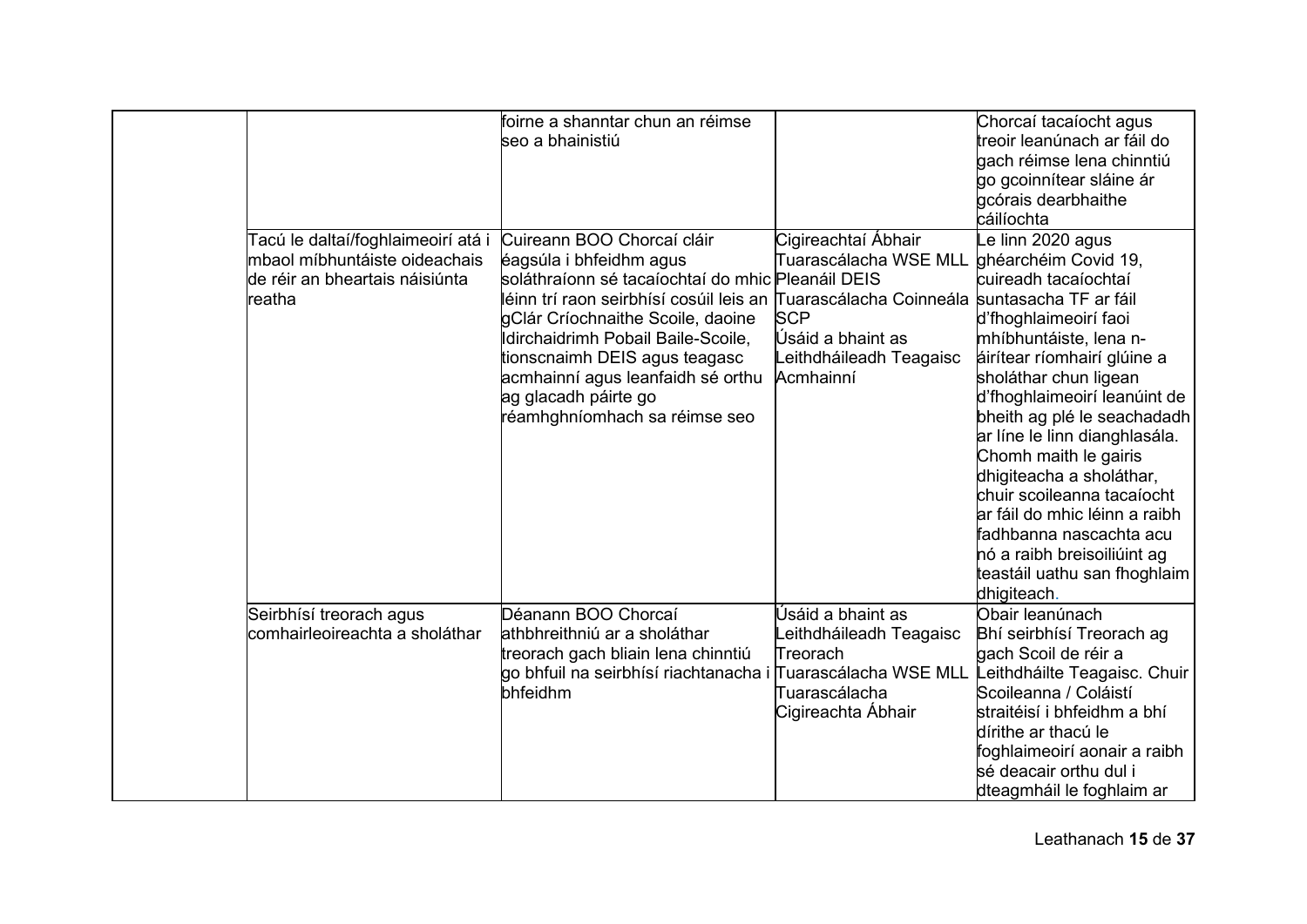| | | | | |
|---|---|---|---|---|
| | | foirne a shanntar chun an réimse seo a bhainistiú | | Chorcaí tacaíocht agus treoir leanúnach ar fáil do gach réimse lena chinntiú go gcoinnítear sláine ár gcórais dearbhaithe cáilíochta |
| | Tacú le daltaí/foghlaimeoirí atá i mbaol míbhuntáiste oideachais de réir an bheartais náisiúnta reatha | Cuireann BOO Chorcaí cláir éagsúla i bhfeidhm agus soláthraíonn sé tacaíochtaí do mhic léinn trí raon seirbhísí cosúil leis an gClár Críochnaithe Scoile, daoine Idirchaidrimh Pobail Baile-Scoile, tionscnaimh DEIS agus teagasc acmhainní agus leanfaidh sé orthu ag glacadh páirte go réamhghníomhach sa réimse seo | Cigireachtaí Ábhair<br>Tuarascálacha WSE MLL<br>Pleanáil DEIS<br>Tuarascálacha Coinneála SCP<br>Úsáid a bhaint as Leithdháileadh Teagaisc Acmhainní | Le linn 2020 agus ghéarchéim Covid 19, cuireadh tacaíochtaí suntasacha TF ar fáil d'fhoghlaimeoirí faoi mhíbhuntáiste, lena n-áirítear ríomhairí glúine a sholáthar chun ligean d'fhoghlaimeoirí leanúint de bheith ag plé le seachadadh ar líne le linn dianghlasála. Chomh maith le gairis dhigiteacha a sholáthar, chuir scoileanna tacaíocht ar fáil do mhic léinn a raibh fadhbanna nascachta acu nó a raibh breisoiliúint ag teastáil uathu san fhoghlaim dhigiteach. |
| | Seirbhísí treorach agus comhairleoireachta a sholáthar | Déanann BOO Chorcaí athbhreithniú ar a sholáthar treorach gach bliain lena chinntiú go bhfuil na seirbhísí riachtanacha i bhfeidhm | Úsáid a bhaint as Leithdháileadh Teagaisc Treorach<br>Tuarascálacha WSE MLL<br>Tuarascálacha Cigireachta Ábhair | Obair leanúnach<br>Bhí seirbhísí Treorach ag gach Scoil de réir a Leithdháilte Teagaisc. Chuir Scoileanna / Coláistí straitéisí i bhfeidhm a bhí dírithe ar thacú le foghlaimeoirí aonair a raibh sé deacair orthu dul i dteagmháil le foghlaim ar |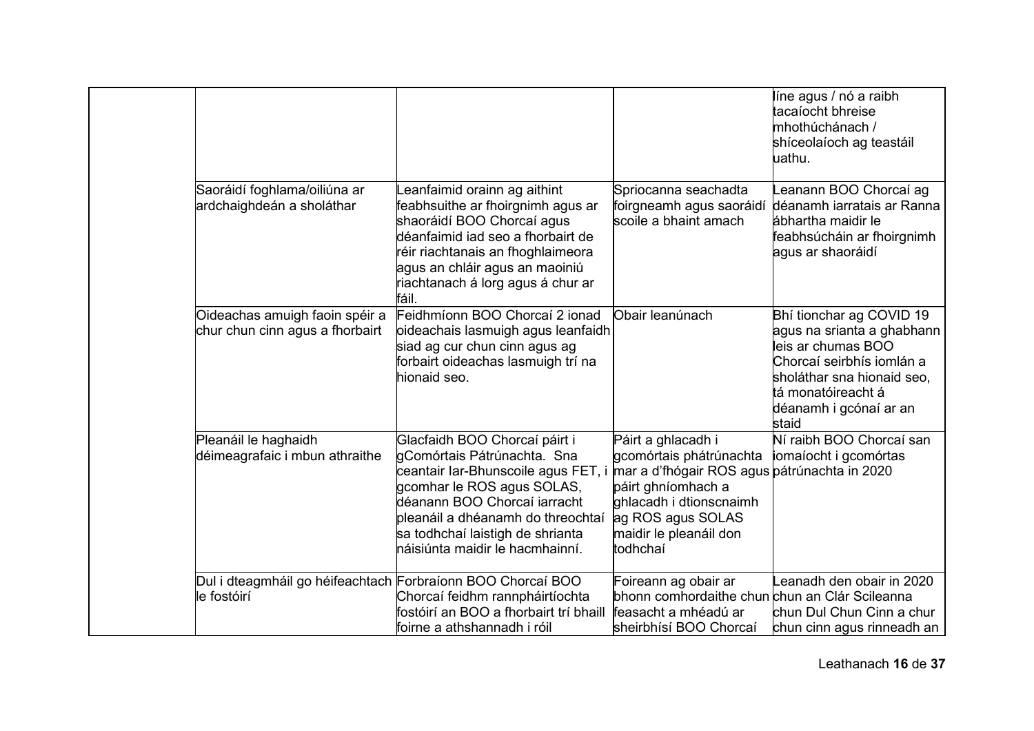| | | | | |
|---|---|---|---|---|
| | | | | líne agus / nó a raibh tacaíocht bhreise mhothúchánach / shíceolaíoch ag teastáil uathu. |
| | Saoráidí foghlama/oiliúna ar ardchaighdeán a sholáthar | Leanfaimid orainn ag aithint feabhsuithe ar fhoirgnimh agus ar shaoráidí BOO Chorcaí agus déanfaimid iad seo a fhorbairt de réir riachtanais an fhoghlaimeora agus an chláir agus an maoiniú riachtanach á lorg agus á chur ar fáil. | Spriocanna seachadta foirgneamh agus saoráidí scoile a bhaint amach | Leanann BOO Chorcaí ag déanamh iarratais ar Ranna ábhartha maidir le feabhsúcháin ar fhoirgnimh agus ar shaoráidí |
| | Oideachas amuigh faoin spéir a chur chun cinn agus a fhorbairt | Feidhmíonn BOO Chorcaí 2 ionad oideachais lasmuigh agus leanfaidh siad ag cur chun cinn agus ag forbairt oideachas lasmuigh trí na hionaid seo. | Obair leanúnach | Bhí tionchar ag COVID 19 agus na srianta a ghabhann leis ar chumas BOO Chorcaí seirbhís iomlán a sholáthar sna hionaid seo, tá monatóireacht á déanamh i gcónaí ar an staid |
| | Pleanáil le haghaidh déimeagrafaic i mbun athraithe | Glacfaidh BOO Chorcaí páirt i gComórtais Pátrúnachta. Sna ceantair Iar-Bhunscoile agus FET, i gcomhar le ROS agus SOLAS, déanann BOO Chorcaí iarracht pleanáil a dhéanamh do threochtaí sa todhchaí laistigh de shrianta náisiúnta maidir le hacmhainní. | Páirt a ghlacadh i gcomórtais phátrúnachta mar a d'fhógair ROS agus páirt ghníomhach a ghlacadh i dtionscnaimh ag ROS agus SOLAS maidir le pleanáil don todhchaí | Ní raibh BOO Chorcaí san iomaíocht i gcomórtas pátrúnachta in 2020 |
| | Dul i dteagmháil go héifeachtach le fostóirí | Forbraíonn BOO Chorcaí BOO Chorcaí feidhm rannpháirtíochta fostóirí an BOO a fhorbairt trí bhaill foirne a athshannadh i róil | Foireann ag obair ar bhonn comhordaithe chun feasacht a mhéadú ar sheirbhísí BOO Chorcaí | Leanadh den obair in 2020 chun an Clár Scileanna chun Dul Chun Cinn a chur chun cinn agus rinneadh an |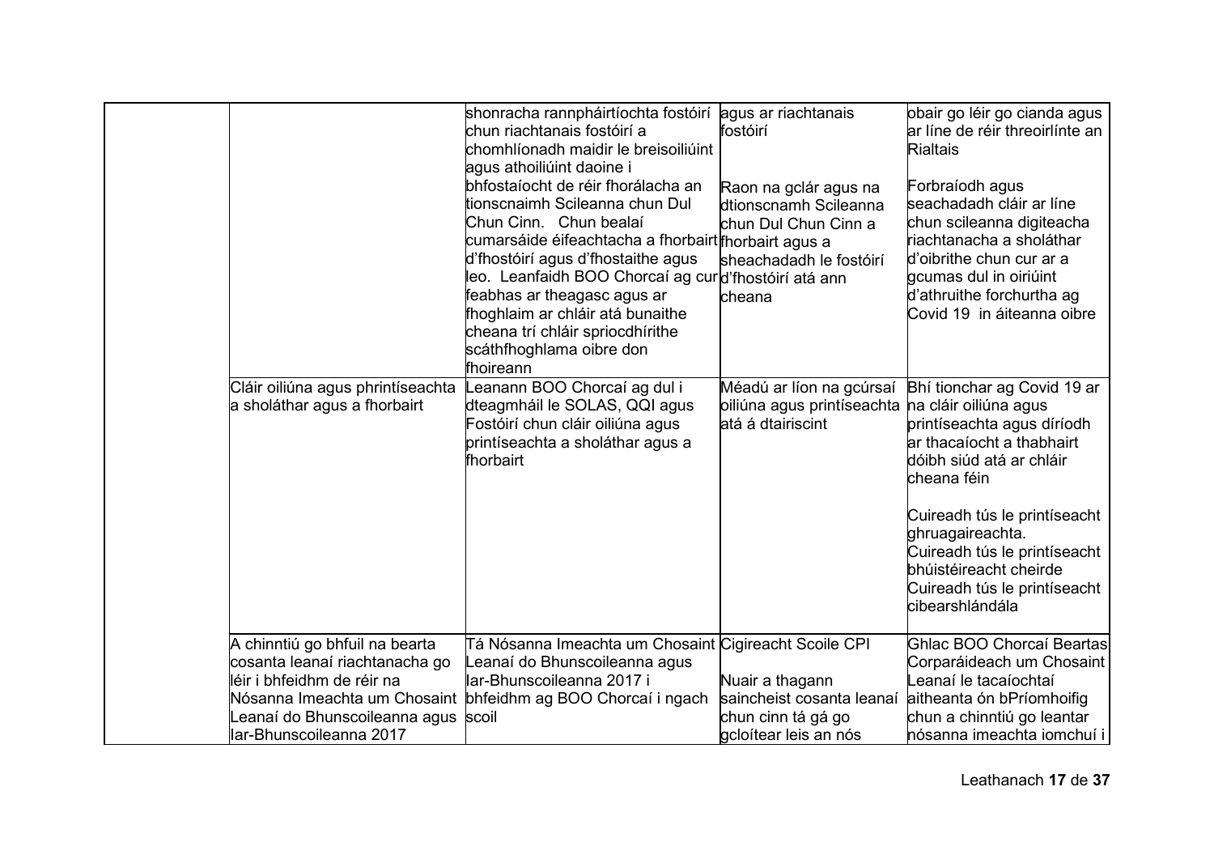| | | | | |
|---|---|---|---|---|
| | | shonracha rannpháirtíochta fostóirí chun riachtanais fostóirí a chomhlíonadh maidir le breisoiliúint agus athoiliúint daoine i bhfostaíocht de réir fhorálacha an tionscnaimh Scileanna chun Dul Chun Cinn. Chun bealaí cumarsáide éifeachtacha a fhorbairt d'fhostóirí agus d'fhostaithe agus leo. Leanfaidh BOO Chorcaí ag cur feabhas ar theagasc agus ar fhoghlaim ar chláir atá bunaithe cheana trí chláir spriocdhírithe scáthfhoghlama oibre don fhoireann | agus ar riachtanais fostóirí<br><br>Raon na gclár agus na dtionscnamh Scileanna chun Dul Chun Cinn a fhorbairt agus a sheachadadh le fostóirí d'fhostóirí atá ann cheana | obair go léir go cianda agus ar líne de réir threoirlínte an Rialtais<br><br>Forbraíodh agus seachadadh cláir ar líne chun scileanna digiteacha riachtanacha a sholáthar d'oibrithe chun cur ar a gcumas dul in oiriúint d'athruithe forchurtha ag Covid 19 in áiteanna oibre |
| | Cláir oiliúna agus phrintíseachta a sholáthar agus a fhorbairt | Leanann BOO Chorcaí ag dul i dteagmháil le SOLAS, QQI agus Fostóirí chun cláir oiliúna agus printíseachta a sholáthar agus a fhorbairt | Méadú ar líon na gcúrsaí oiliúna agus printíseachta atá á dtairiscint | Bhí tionchar ag Covid 19 ar na cláir oiliúna agus printíseachta agus díríodh ar thacaíocht a thabhairt dóibh siúd atá ar chláir cheana féin<br><br>Cuireadh tús le printíseacht ghruagaireachta.<br>Cuireadh tús le printíseacht bhúistéireacht cheirde<br>Cuireadh tús le printíseacht cibearshlándála |
| | A chinntiú go bhfuil na bearta cosanta leanaí riachtanacha go léir i bhfeidhm de réir na Nósanna Imeachta um Chosaint Leanaí do Bhunscoileanna agus Iar-Bhunscoileanna 2017 | Tá Nósanna Imeachta um Chosaint Leanaí do Bhunscoileanna agus Iar-Bhunscoileanna 2017 i bhfeidhm ag BOO Chorcaí i ngach scoil | Cigireacht Scoile CPI<br><br>Nuair a thagann saincheist cosanta leanaí chun cinn tá gá go gcloítear leis an nós | Ghlac BOO Chorcaí Beartas Corparáideach um Chosaint Leanaí le tacaíochtaí aitheanta ón bPríomhoifig chun a chinntiú go leantar nósanna imeachta iomchuí i |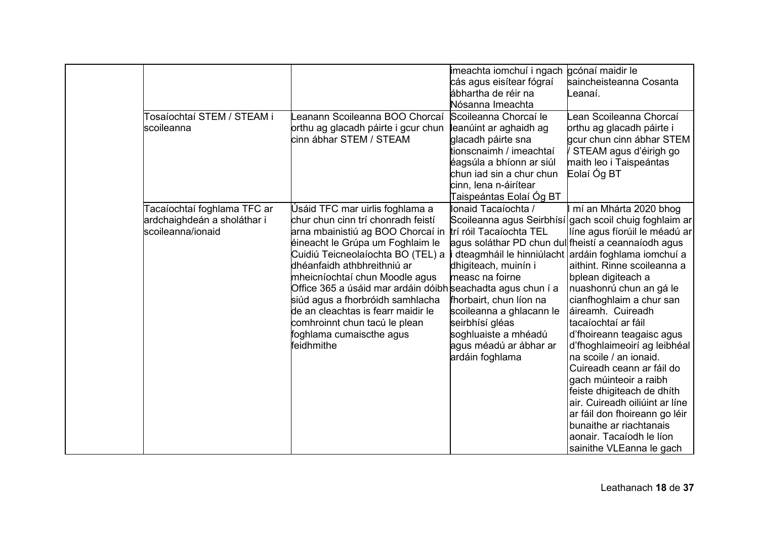| | | | | |
|---|---|---|---|---|
| | | | imeachta iomchuí i ngach cás agus eisítear fógraí ábhartha de réir na Nósanna Imeachta | gcónaí maidir le saincheisteanna Cosanta Leanaí. |
| | Tosaíochtaí STEM / STEAM i scoileanna | Leanann Scoileanna BOO Chorcaí orthu ag glacadh páirte i gcur chun cinn ábhar STEM / STEAM | Scoileanna Chorcaí le leanúint ar aghaidh ag glacadh páirte sna tionscnaimh / imeachtaí éagsúla a bhíonn ar siúl chun iad sin a chur chun cinn, lena n-áirítear Taispeántas Eolaí Óg BT | Lean Scoileanna Chorcaí orthu ag glacadh páirte i gcur chun cinn ábhar STEM / STEAM agus d'éirigh go maith leo i Taispeántas Eolaí Óg BT |
| | Tacaíochtaí foghlama TFC ar ardchaighdeán a sholáthar i scoileanna/ionaid | Úsáid TFC mar uirlis foghlama a chur chun cinn trí chonradh feistí arna mbainistiú ag BOO Chorcaí in éineacht le Grúpa um Fhoghlaim le Cuidiú Teicneolaíochta BO (TEL) a dhéanfaidh athbhreithniú ar mheicníochtaí chun Moodle agus Office 365 a úsáid mar ardáin dóibh siúd agus a fhorbróidh samhlacha de an cleachtas is fearr maidir le comhroinnt chun tacú le plean foghlama cumaiscthe agus feidhmithe | Ionaid Tacaíochta / Scoileanna agus Seirbhísí trí róil Tacaíochta TEL agus soláthar PD chun dul i dteagmháil le hinniúlacht dhigiteach, muinín i measc na foirne seachadta agus chun í a fhorbairt, chun líon na scoileanna a ghlacann le seirbhísí gléas soghluaiste a mhéadú agus méadú ar ábhar ar ardáin foghlama | I mí an Mhárta 2020 bhog gach scoil chuig foghlaim ar líne agus fíorúil le méadú ar fheistí a ceannaíodh agus ardáin foghlama iomchuí a aithint. Rinne scoileanna a bplean digiteach a nuashonrú chun an gá le cianfhoghlaim a chur san áireamh. Cuireadh tacaíochtaí ar fáil d'fhoireann teagaisc agus d'fhoghlaimeoirí ag leibhéal na scoile / an ionaid. Cuireadh ceann ar fáil do gach múinteoir a raibh feiste dhigiteach de dhíth air. Cuireadh oiliúint ar líne ar fáil don fhoireann go léir bunaithe ar riachtanais aonair. Tacaíodh le líon sainithe VLEanna le gach |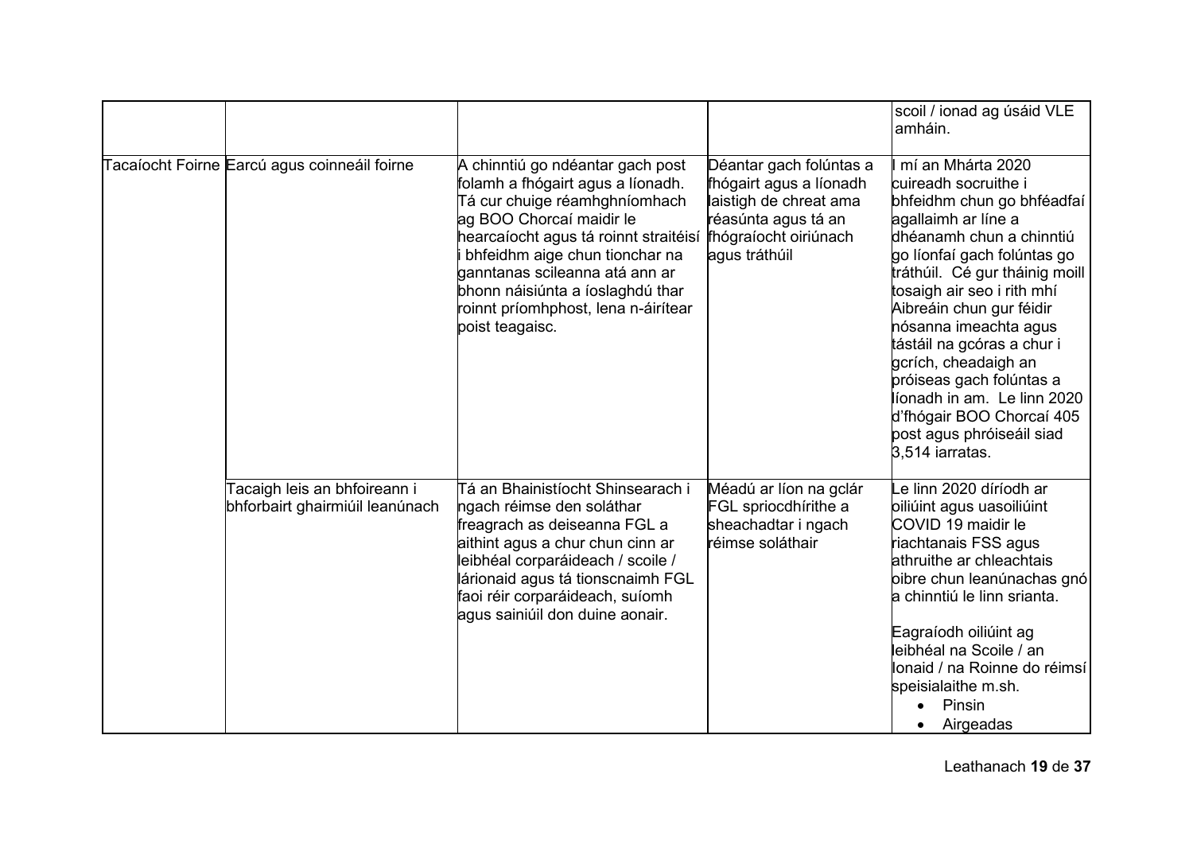| | | | | scoil / ionad ag úsáid VLE amháin. |
|---|---|---|---|---|
| Tacaíocht Foirne | Earcú agus coinneáil foirne | A chinntiú go ndéantar gach post folamh a fhógairt agus a líonadh. Tá cur chuige réamhghníomhach ag BOO Chorcaí maidir le hearcaíocht agus tá roinnt straitéisí i bhfeidhm aige chun tionchar na ganntanas scileanna atá ann ar bhonn náisiúnta a íoslaghdú thar roinnt príomhphost, lena n-áirítear poist teagaisc. | Déantar gach folúntas a fhógairt agus a líonadh laistigh de chreat ama réasúnta agus tá an fhógraíocht oiriúnach agus tráthúil | I mí an Mhárta 2020 cuireadh socruithe i bhfeidhm chun go bhféadfaí agallaimh ar líne a dhéanamh chun a chinntiú go líonfaí gach folúntas go tráthúil. Cé gur tháinig moill tosaigh air seo i rith mhí Aibreáin chun gur féidir nósanna imeachta agus tástáil na gcóras a chur i gcrích, cheadaigh an próiseas gach folúntas a líonadh in am. Le linn 2020 d'fhógair BOO Chorcaí 405 post agus phróiseáil siad 3,514 iarratas. |
| | Tacaigh leis an bhfoireann i bhforbairt ghairmiúil leanúnach | Tá an Bhainistíocht Shinsearach i ngach réimse den soláthar freagrach as deiseanna FGL a aithint agus a chur chun cinn ar leibhéal corparáideach / scoile / lárionaid agus tá tionscnaimh FGL faoi réir corparáideach, suíomh agus sainiúil don duine aonair. | Méadú ar líon na gclár FGL spriocdhírithe a sheachadtar i ngach réimse soláthair | Le linn 2020 díríodh ar oiliúint agus uasoiliúint COVID 19 maidir le riachtanais FSS agus athruithe ar chleachtais oibre chun leanúnachas gnó a chinntiú le linn srianta.<br><br>Eagraíodh oiliúint ag leibhéal na Scoile / an Ionaid / na Roinne do réimsí speisialaithe m.sh.<br>• Pinsin<br>• Airgeadas |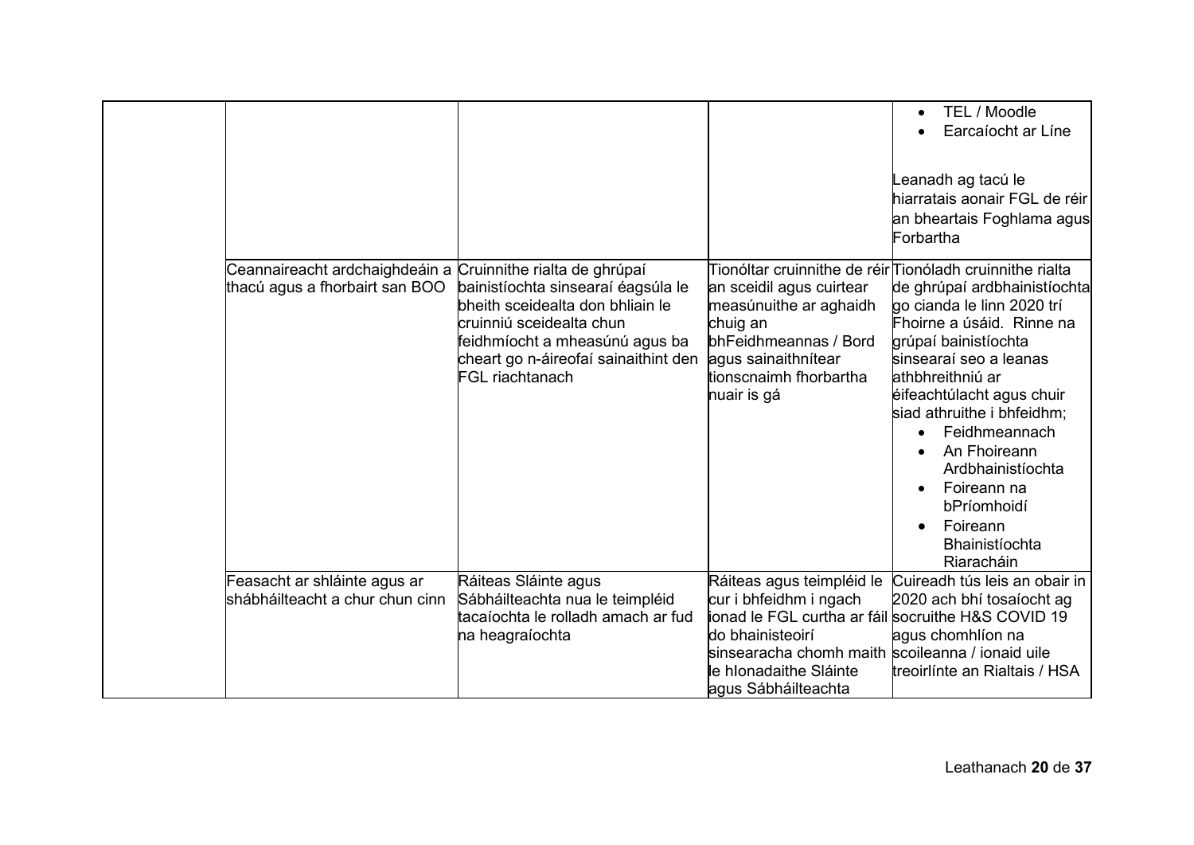| | | | | |
|---|---|---|---|---|
| | | | | • TEL / Moodle<br>• Earcaíocht ar Líne<br><br>Leanadh ag tacú le hiarratais aonair FGL de réir an bheartais Foghlama agus Forbartha |
| | Ceannaireacht ardchaighdeáin a thacú agus a fhorbairt san BOO | Cruinnithe rialta de ghrúpaí bainistíochta sinsearaí éagsúla le bheith sceidealta don bhliain le cruinniú sceidealta chun feidhmíocht a mheasúnú agus ba cheart go n-áireofaí sainaithint den FGL riachtanach | Tionóltar cruinnithe de réir an sceidil agus cuirtear measúnuithe ar aghaidh chuig an bhFeidhmeannas / Bord agus sainaithnítear tionscnaimh fhorbartha nuair is gá | Tionóladh cruinnithe rialta de ghrúpaí ardbhainistíochta go cianda le linn 2020 trí Fhoirne a úsáid. Rinne na grúpaí bainistíochta sinsearaí seo a leanas athbhreithniú ar éifeachtúlacht agus chuir siad athruithe i bhfeidhm;<br>• Feidhmeannach<br>• An Fhoireann Ardbhainistíochta<br>• Foireann na bPríomhoidí<br>• Foireann Bhainistíochta Riaracháin |
| | Feasacht ar shláinte agus ar shábháilteacht a chur chun cinn | Ráiteas Sláinte agus Sábháilteachta nua le teimpléid tacaíochta le rolladh amach ar fud na heagraíochta | Ráiteas agus teimpléid le cur i bhfeidhm i ngach ionad le FGL curtha ar fáil do bhainisteoirí sinsearacha chomh maith le hIonadaithe Sláinte agus Sábháilteachta | Cuireadh tús leis an obair in 2020 ach bhí tosaíocht ag socruithe H&S COVID 19 agus chomhlíon na scoileanna / ionaid uile treoirlínte an Rialtais / HSA |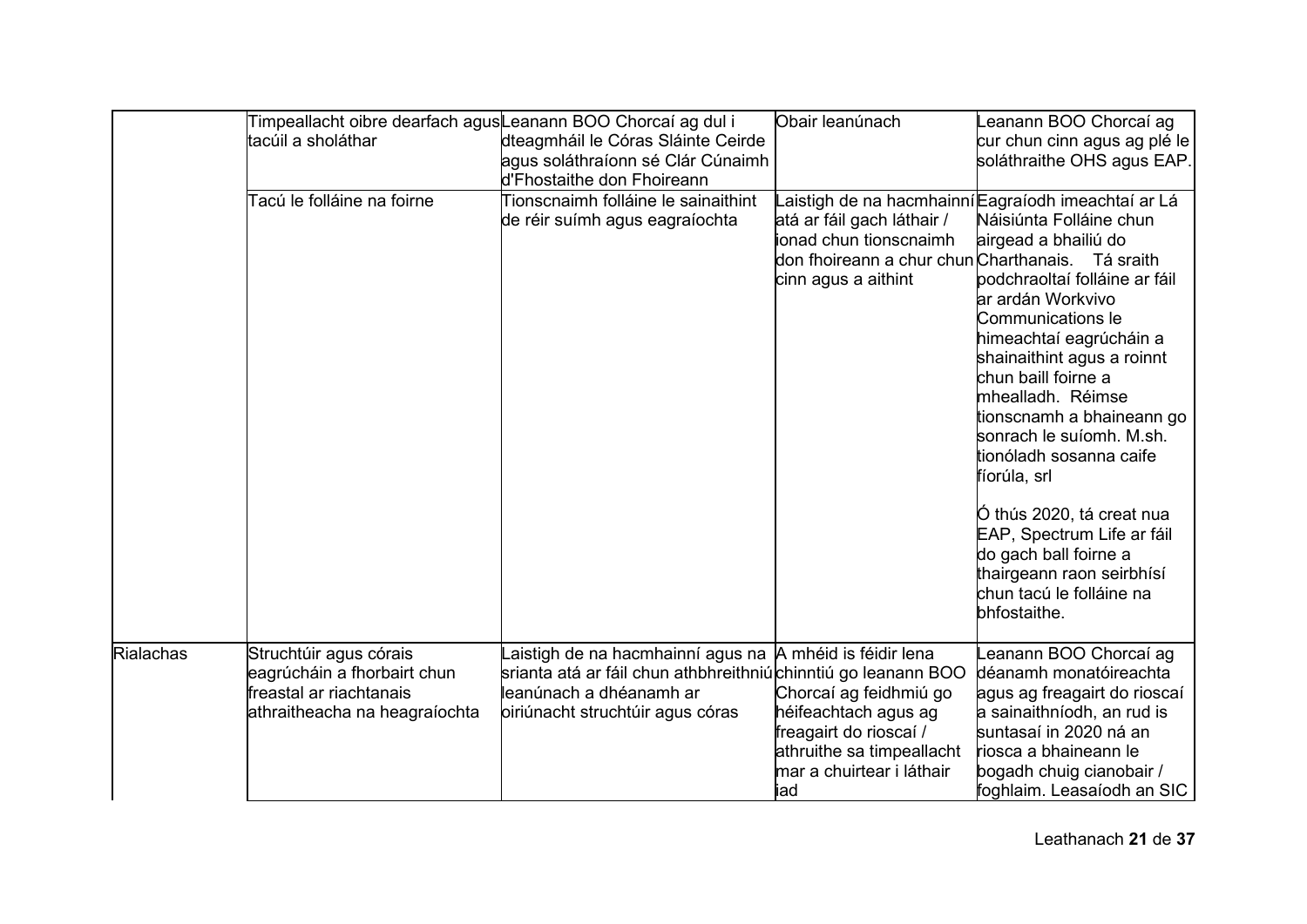| | | | | |
|---|---|---|---|---|
| | Timpeallacht oibre dearfach agus tacúil a sholáthar | Leanann BOO Chorcaí ag dul i dteagmháil le Córas Sláinte Ceirde agus soláthraíonn sé Clár Cúnaimh d'Fhostaithe don Fhoireann | Obair leanúnach | Leanann BOO Chorcaí ag cur chun cinn agus ag plé le soláthraithe OHS agus EAP. |
| | Tacú le folláine na foirne | Tionscnaimh folláine le sainaithint de réir suímh agus eagraíochta | Laistigh de na hacmhainní atá ar fáil gach láthair / ionad chun tionscnaimh don fhoireann a chur chun cinn agus a aithint | Eagraíodh imeachtaí ar Lá Náisiúnta Folláine chun airgead a bhailiú do Charthanais. Tá sraith podchraoltaí folláine ar fáil ar ardán Workvivo Communications le himeachtaí eagrúcháin a shainaithint agus a roinnt chun baill foirne a mhealladh. Réimse tionscnamh a bhaineann go sonrach le suíomh. M.sh. tionóladh sosanna caife fíorúla, srl<br><br>Ó thús 2020, tá creat nua EAP, Spectrum Life ar fáil do gach ball foirne a thairgeann raon seirbhísí chun tacú le folláine na bhfostaithe. |
| Rialachas | Struchtúir agus córais eagrúcháin a fhorbairt chun freastal ar riachtanais athraitheacha na heagraíochta | Laistigh de na hacmhainní agus na srianta atá ar fáil chun athbhreithniú leanúnach a dhéanamh ar oiriúnacht struchtúir agus córas | A mhéid is féidir lena chinntiú go leanann BOO Chorcaí ag feidhmiú go héifeachtach agus ag freagairt do rioscaí / athruithe sa timpeallacht mar a chuirtear i láthair iad | Leanann BOO Chorcaí ag déanamh monatóireachta agus ag freagairt do rioscaí a sainaithníodh, an rud is suntasaí in 2020 ná an riosca a bhaineann le bogadh chuig cianobair / foghlaim. Leasaíodh an SIC |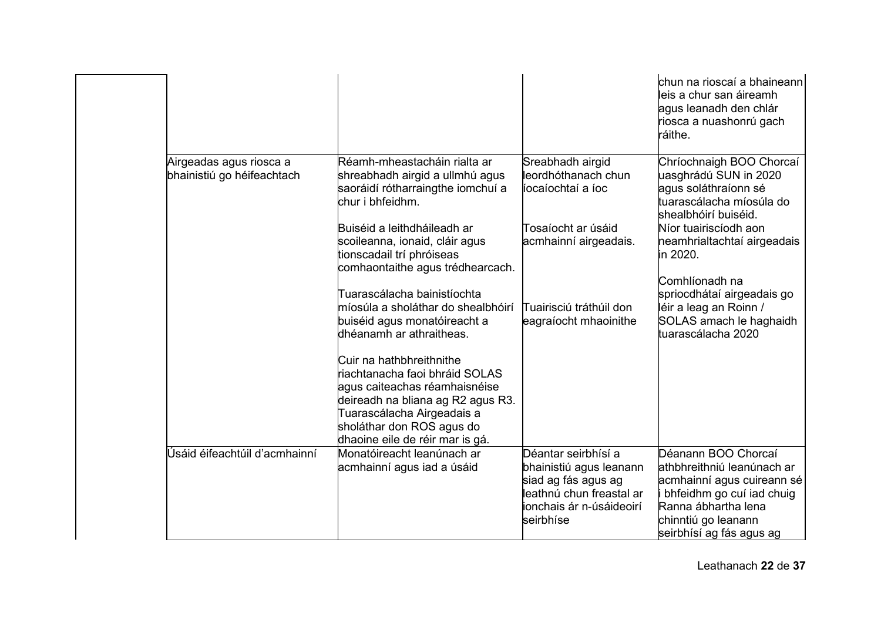| | | | |
|---|---|---|---|
| | | | chun na rioscaí a bhaineann leis a chur san áireamh agus leanadh den chlár riosca a nuashonrú gach ráithe. |
| Airgeadas agus riosca a bhainistiú go héifeachtach | Réamh-mheastacháin rialta ar shreabhadh airgid a ullmhú agus saoráidí rótharraingthe iomchuí a chur i bhfeidhm.<br><br>Buiséid a leithdháileadh ar scoileanna, ionaid, cláir agus tionscadail trí phróiseas comhaontaithe agus trédhearcach.<br><br>Tuarascálacha bainistíochta míosúla a sholáthar do shealbhóirí buiséid agus monatóireacht a dhéanamh ar athraitheas.<br><br>Cuir na hathbhreithnithe riachtanacha faoi bhráid SOLAS agus caiteachas réamhaisnéise deireadh na bliana ag R2 agus R3. Tuarascálacha Airgeadais a sholáthar don ROS agus do dhaoine eile de réir mar is gá. | Sreabhadh airgid leordhóthanach chun íocaíochtaí a íoc<br><br>Tosaíocht ar úsáid acmhainní airgeadais.<br><br>Tuairisciú tráthúil don eagraíocht mhaoinithe | Chríochnaigh BOO Chorcaí uasghrádú SUN in 2020 agus soláthraíonn sé tuarascálacha míosúla do shealbhóirí buiséid.<br>Níor tuairiscíodh aon neamhrialtachtaí airgeadais in 2020.<br><br>Comhlíonadh na spriocdhátaí airgeadais go léir a leag an Roinn / SOLAS amach le haghaidh tuarascálacha 2020 |
| Úsáid éifeachtúil d'acmhainní | Monatóireacht leanúnach ar acmhainní agus iad a úsáid | Déantar seirbhísí a bhainistiú agus leanann siad ag fás agus ag leathnú chun freastal ar ionchais ár n-úsáideoirí seirbhíse | Déanann BOO Chorcaí athbhreithniú leanúnach ar acmhainní agus cuireann sé i bhfeidhm go cuí iad chuig Ranna ábhartha lena chinntiú go leanann seirbhísí ag fás agus ag |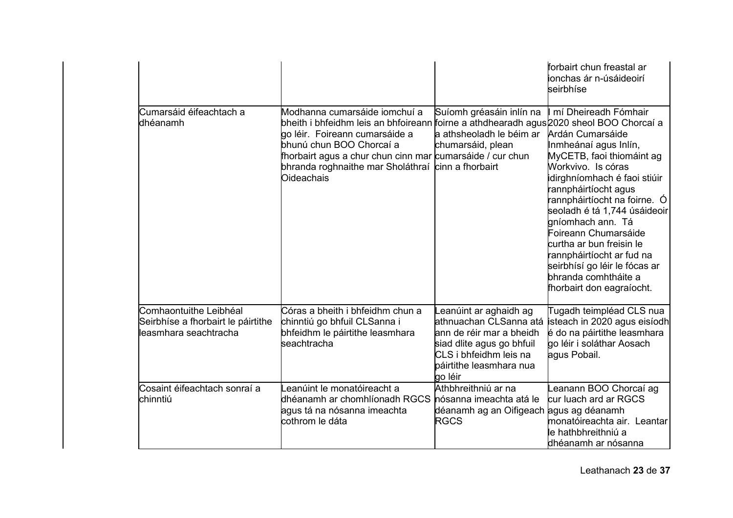| | | | |
|---|---|---|---|
| | | | forbairt chun freastal ar ionchas ár n-úsáideoirí seirbhíse |
| Cumarsáid éifeachtach a dhéanamh | Modhanna cumarsáide iomchuí a bheith i bhfeidhm leis an bhfoireann go léir. Foireann cumarsáide a bhunú chun BOO Chorcaí a fhorbairt agus a chur chun cinn mar bhranda roghnaithe mar Sholáthraí Oideachais | Suíomh gréasáin inlín na foirne a athdhearadh agus a athsheoladh le béim ar chumarsáid, plean cumarsáide / cur chun cinn a fhorbairt | I mí Dheireadh Fómhair 2020 sheol BOO Chorcaí a Ardán Cumarsáide Inmheánaí agus Inlín, MyCETB, faoi thiomáint ag Workvivo. Is córas idirghníomhach é faoi stiúir rannpháirtíocht agus rannpháirtíocht na foirne. Ó seoladh é tá 1,744 úsáideoir gníomhach ann. Tá Foireann Chumarsáide curtha ar bun freisin le rannpháirtíocht ar fud na seirbhísí go léir le fócas ar bhranda comhtháite a fhorbairt don eagraíocht. |
| Comhaontuithe Leibhéal Seirbhíse a fhorbairt le páirtithe leasmhara seachtracha | Córas a bheith i bhfeidhm chun a chinntiú go bhfuil CLSanna i bhfeidhm le páirtithe leasmhara seachtracha | Leanúint ar aghaidh ag athnuachan CLSanna atá ann de réir mar a bheidh siad dlite agus go bhfuil CLS i bhfeidhm leis na páirtithe leasmhara nua go léir | Tugadh teimpléad CLS nua isteach in 2020 agus eisíodh é do na páirtithe leasmhara go léir i soláthar Aosach agus Pobail. |
| Cosaint éifeachtach sonraí a chinntiú | Leanúint le monatóireacht a dhéanamh ar chomhlíonadh RGCS agus tá na nósanna imeachta cothrom le dáta | Athbhreithniú ar na nósanna imeachta atá le déanamh ag an Oifigeach RGCS | Leanann BOO Chorcaí ag cur luach ard ar RGCS agus ag déanamh monatóireachta air. Leantar le hathbhreithniú a dhéanamh ar nósanna |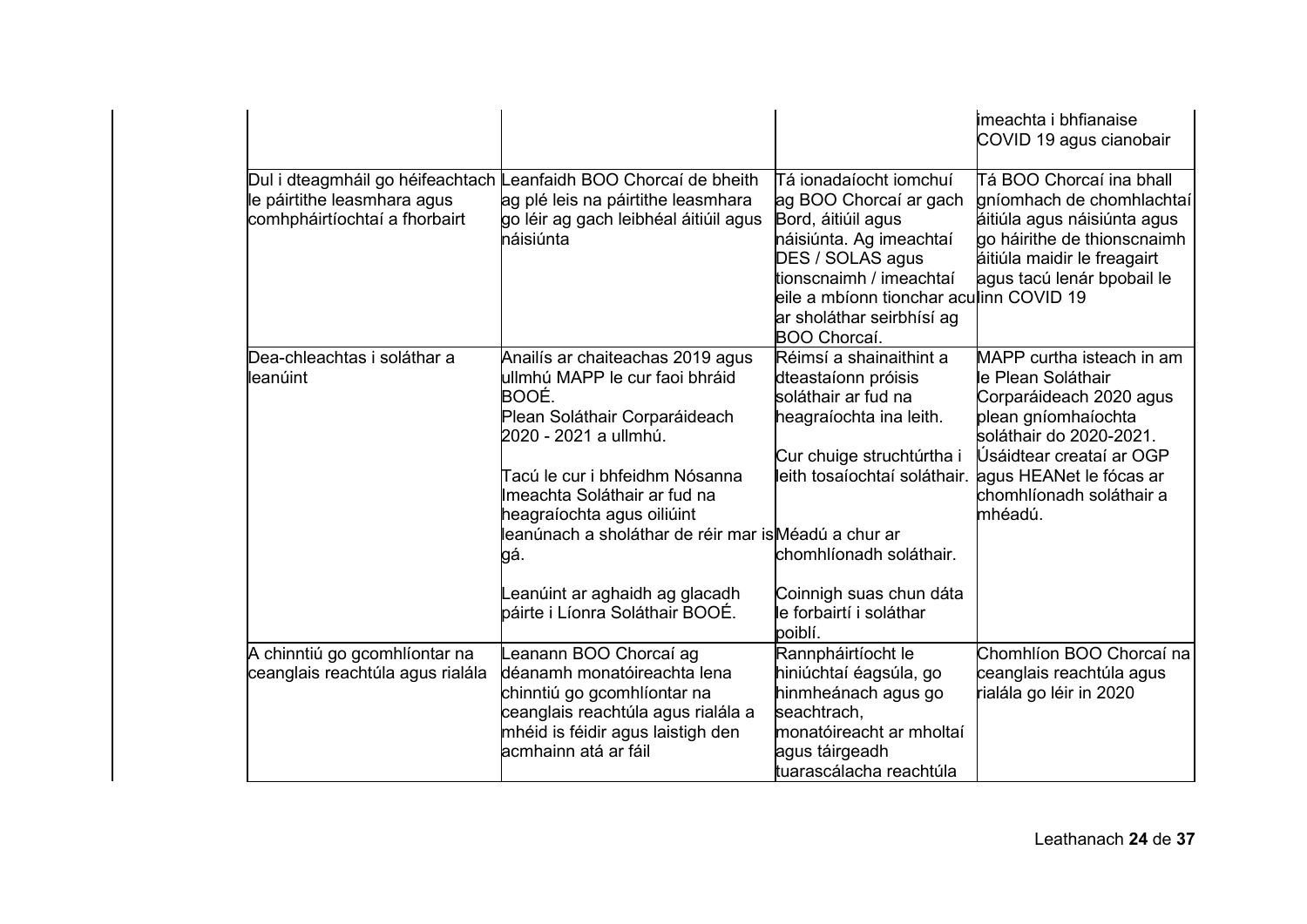| | | | imeachta i bhfianaise COVID 19 agus cianobair |
|---|---|---|---|
| Dul i dteagmháil go héifeachtach le páirtithe leasmhara agus comhpháirtíochtaí a fhorbairt | Leanfaidh BOO Chorcaí de bheith ag plé leis na páirtithe leasmhara go léir ag gach leibhéal áitiúil agus náisiúnta | Tá ionadaíocht iomchuí ag BOO Chorcaí ar gach Bord, áitiúil agus náisiúnta. Ag imeachtaí DES / SOLAS agus tionscnaimh / imeachtaí eile a mbíonn tionchar acu ar sholáthar seirbhísí ag BOO Chorcaí. | Tá BOO Chorcaí ina bhall gníomhach de chomhlachtaí áitiúla agus náisiúnta agus go háirithe de thionscnaimh áitiúla maidir le freagairt agus tacú lenár bpobail le linn COVID 19 |
| Dea-chleachtas i soláthar a leanúint | Anailís ar chaiteachas 2019 agus ullmhú MAPP le cur faoi bhráid BOOÉ.<br>Plean Soláthair Corparáideach 2020 - 2021 a ullmhú.<br><br>Tacú le cur i bhfeidhm Nósanna Imeachta Soláthair ar fud na heagraíochta agus oiliúint leanúnach a sholáthar de réir mar is gá.<br><br>Leanúint ar aghaidh ag glacadh páirte i Líonra Soláthair BOOÉ. | Réimsí a shainaithint a dteastaíonn próisis soláthair ar fud na heagraíochta ina leith.<br><br>Cur chuige struchtúrtha i leith tosaíochtaí soláthair.<br><br>Méadú a chur ar chomhlíonadh soláthair.<br><br>Coinnigh suas chun dáta le forbairtí i soláthar poiblí. | MAPP curtha isteach in am le Plean Soláthair Corparáideach 2020 agus plean gníomhaíochta soláthair do 2020-2021.<br>Úsáidtear creataí ar OGP agus HEANet le fócas ar chomhlíonadh soláthair a mhéadú. |
| A chinntiú go gcomhlíontar na ceanglais reachtúla agus rialála | Leanann BOO Chorcaí ag déanamh monatóireachta lena chinntiú go gcomhlíontar na ceanglais reachtúla agus rialála a mhéid is féidir agus laistigh den acmhainn atá ar fáil | Rannpháirtíocht le hiniúchtaí éagsúla, go hinmheánach agus go seachtrach, monatóireacht ar mholtaí agus táirgeadh tuarascálacha reachtúla | Chomhlíon BOO Chorcaí na ceanglais reachtúla agus rialála go léir in 2020 |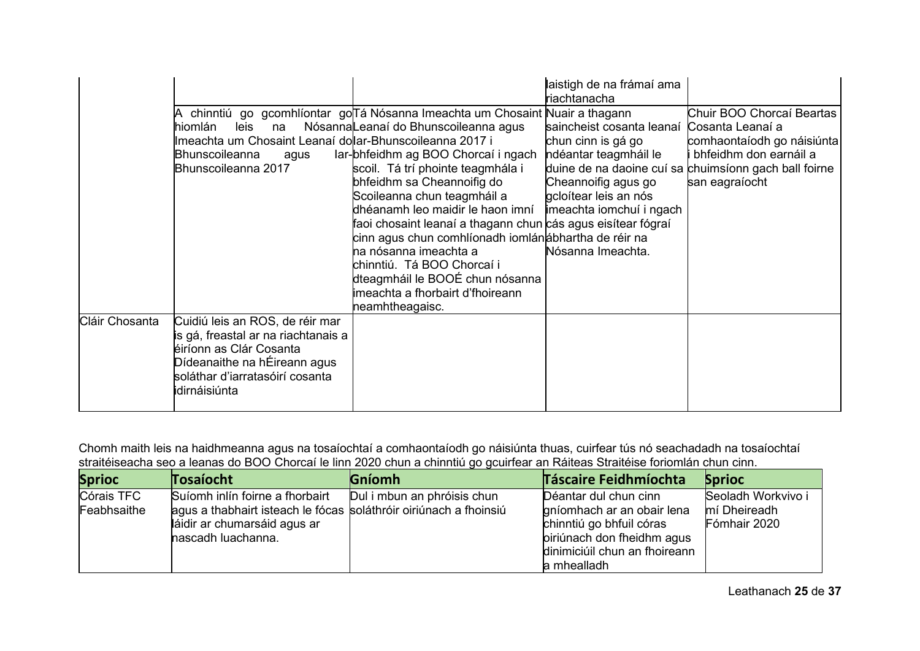| | | | | |
|---|---|---|---|---|
| | | | laistigh de na frámaí ama riachtanacha | |
| | A chinntiú go gcomhlíontar go hiomlán leis na Nósanna Imeachta um Chosaint Leanaí do Bhunscoileanna agus Iar-Bhunscoileanna 2017 | Tá Nósanna Imeachta um Chosaint Leanaí do Bhunscoileanna agus Iar-Bhunscoileanna 2017 i bhfeidhm ag BOO Chorcaí i ngach scoil. Tá trí phointe teagmhála i bhfeidhm sa Cheannoifig do Scoileanna chun teagmháil a dhéanamh leo maidir le haon imní faoi chosaint leanaí a thagann chun cinn agus chun comhlíonadh iomlán na nósanna imeachta a chinntiú. Tá BOO Chorcaí i dteagmháil le BOOÉ chun nósanna imeachta a fhorbairt d'fhoireann neamhtheagaisc. | Nuair a thagann saincheist cosanta leanaí chun cinn is gá go ndéantar teagmháil le duine de na daoine cuí sa Cheannoifig agus go gcloítear leis an nós imeachta iomchuí i ngach cás agus eisítear fógraí ábhartha de réir na Nósanna Imeachta. | Chuir BOO Chorcaí Beartas Cosanta Leanaí a comhaontaíodh go náisiúnta i bhfeidhm don earnáil a chuimsíonn gach ball foirne san eagraíocht |
| Cláir Chosanta | Cuidiú leis an ROS, de réir mar is gá, freastal ar na riachtanais a éiríonn as Clár Cosanta Dídeanaithe na hÉireann agus soláthar d'iarratasóirí cosanta idirnáisiúnta | | | |

Chomh maith leis na haidhmeanna agus na tosaíochtaí a comhaontaíodh go náisiúnta thuas, cuirfear tús nó seachadadh na tosaíochtaí straitéiseacha seo a leanas do BOO Chorcaí le linn 2020 chun a chinntiú go gcuirfear an Ráiteas Straitéise foriomlán chun cinn.

| Sprioc | Tosaíocht | Gníomh | Táscaire Feidhmíochta | Sprioc |
|---|---|---|---|---|
| Córais TFC Feabhsaithe | Suíomh inlín foirne a fhorbairt agus a thabhairt isteach le fócas láidir ar chumarsáid agus ar nascadh luachanna. | Dul i mbun an phróisis chun soláthróir oiriúnach a fhoinsiú | Déantar dul chun cinn gníomhach ar an obair lena chinntiú go bhfuil córas oiriúnach don fheidhm agus dinimiciúil chun an fhoireann a mhealladh | Seoladh Workvivo i mí Dheireadh Fómhair 2020 |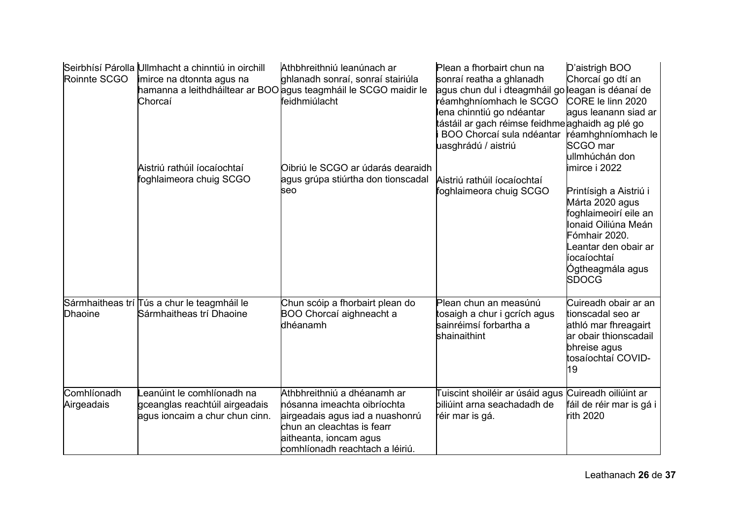| | | | | |
|---|---|---|---|---|
| Seirbhísí Párolla Roinnte SCGO | Ullmhacht a chinntiú in oirchill imirce na dtonnta agus na hamanna a leithdháiltear ar BOO Chorcaí<br><br>Aistriú rathúil íocaíochtaí foghlaimeora chuig SCGO | Athbhreithniú leanúnach ar ghlanadh sonraí, sonraí stairiúla agus teagmháil le SCGO maidir le feidhmiúlacht<br><br>Oibriú le SCGO ar údarás dearaidh agus grúpa stiúrtha don tionscadal seo | Plean a fhorbairt chun na sonraí reatha a ghlanadh agus chun dul i dteagmháil go réamhghníomhach le SCGO lena chinntiú go ndéantar tástáil ar gach réimse feidhme i BOO Chorcaí sula ndéantar uasghrádú / aistriú<br><br>Aistriú rathúil íocaíochtaí foghlaimeora chuig SCGO | D'aistrigh BOO Chorcaí go dtí an leagan is déanaí de CORE le linn 2020 agus leanann siad ar aghaidh ag plé go réamhghníomhach le SCGO mar ullmhúchán don imirce i 2022<br><br>Printísigh a Aistriú i Márta 2020 agus foghlaimeoirí eile an Ionaid Oiliúna Meán Fómhair 2020. Leantar den obair ar íocaíochtaí Ógtheagmála agus SDOCG |
| Sármhaitheas trí Dhaoine | Tús a chur le teagmháil le Sármhaitheas trí Dhaoine | Chun scóip a fhorbairt plean do BOO Chorcaí aighneacht a dhéanamh | Plean chun an measúnú tosaigh a chur i gcrích agus sainréimsí forbartha a shainaithint | Cuireadh obair ar an tionscadal seo ar athló mar fhreagairt ar obair thionscadail bhreise agus tosaíochtaí COVID-19 |
| Comhlíonadh Airgeadais | Leanúint le comhlíonadh na gceanglas reachtúil airgeadais agus ioncaim a chur chun cinn. | Athbhreithniú a dhéanamh ar nósanna imeachta oibríochta airgeadais agus iad a nuashonrú chun an cleachtas is fearr aitheanta, ioncam agus comhlíonadh reachtach a léiriú. | Tuiscint shoiléir ar úsáid agus oiliúint arna seachadadh de réir mar is gá. | Cuireadh oiliúint ar fáil de réir mar is gá i rith 2020 |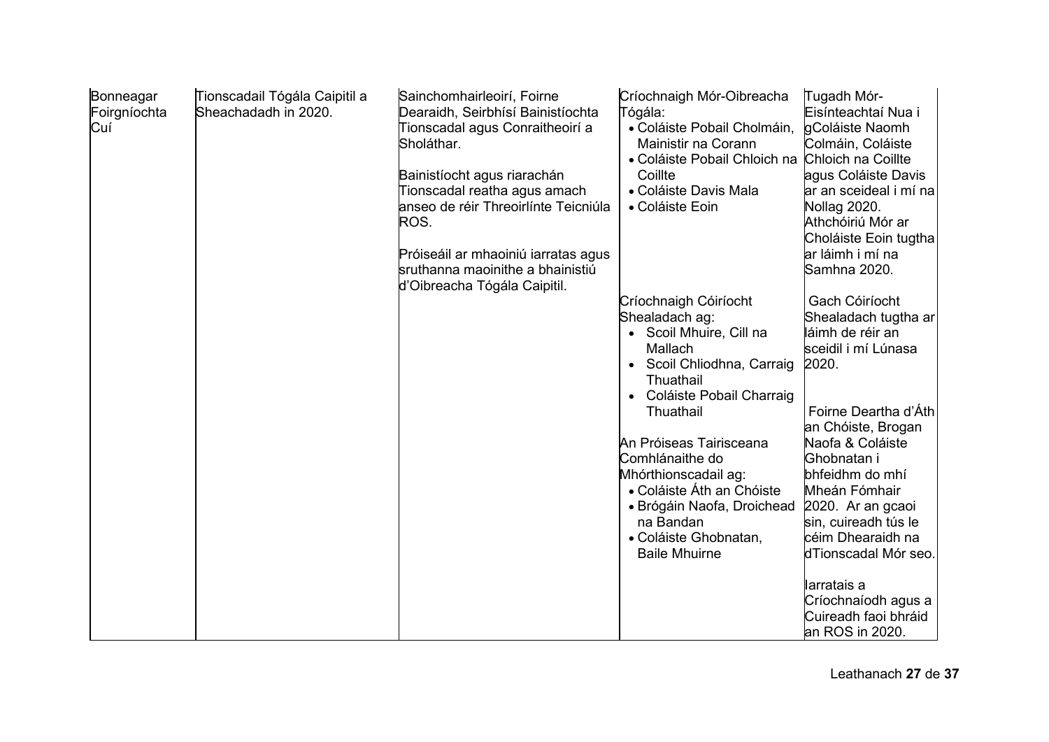| Bonneagar Foirgníochta Cuí | Tionscadail Tógála Caipitil a Sheachadadh in 2020. | Sainchomhairleoirí, Foirne Dearaidh, Seirbhísí Bainistíochta Tionscadal agus Conraitheoirí a Sholáthar.<br><br>Bainistíocht agus riarachán Tionscadal reatha agus amach anseo de réir Threoirlínte Teicniúla ROS.<br><br>Próiseáil ar mhaoiniú iarratas agus sruthanna maoinithe a bhainistiú d'Oibreacha Tógála Caipitil. | Críochnaigh Mór-Oibreacha Tógála:<br>• Coláiste Pobail Cholmáin, Mainistir na Corann<br>• Coláiste Pobail Chloich na Coillte<br>• Coláiste Davis Mala<br>• Coláiste Eoin<br><br>Críochnaigh Cóiríocht Shealadach ag:<br>• Scoil Mhuire, Cill na Mallach<br>• Scoil Chliodhna, Carraig Thuathail<br>• Coláiste Pobail Charraig Thuathail<br><br>An Próiseas Tairisceana Comhlánaithe do Mhórthionscadail ag:<br>• Coláiste Áth an Chóiste<br>• Brógáin Naofa, Droichead na Bandan<br>• Coláiste Ghobnatan, Baile Mhuirne | Tugadh Mór-Eisínteachtaí Nua i gColáiste Naomh Colmáin, Coláiste Chloich na Coillte agus Coláiste Davis ar an sceideal i mí na Nollag 2020. Athchóiriú Mór ar Choláiste Eoin tugtha ar láimh i mí na Samhna 2020.<br><br>Gach Cóiríocht Shealadach tugtha ar láimh de réir an sceidil i mí Lúnasa 2020.<br><br>Foirne Deartha d'Áth an Chóiste, Brogan Naofa & Coláiste Ghobnatan i bhfeidhm do mhí Mheán Fómhair 2020. Ar an gcaoi sin, cuireadh tús le céim Dhearaidh na dTionscadal Mór seo.<br><br>Iarratais a Críochnaíodh agus a Cuireadh faoi bhráid an ROS in 2020. |
|---|---|---|---|---|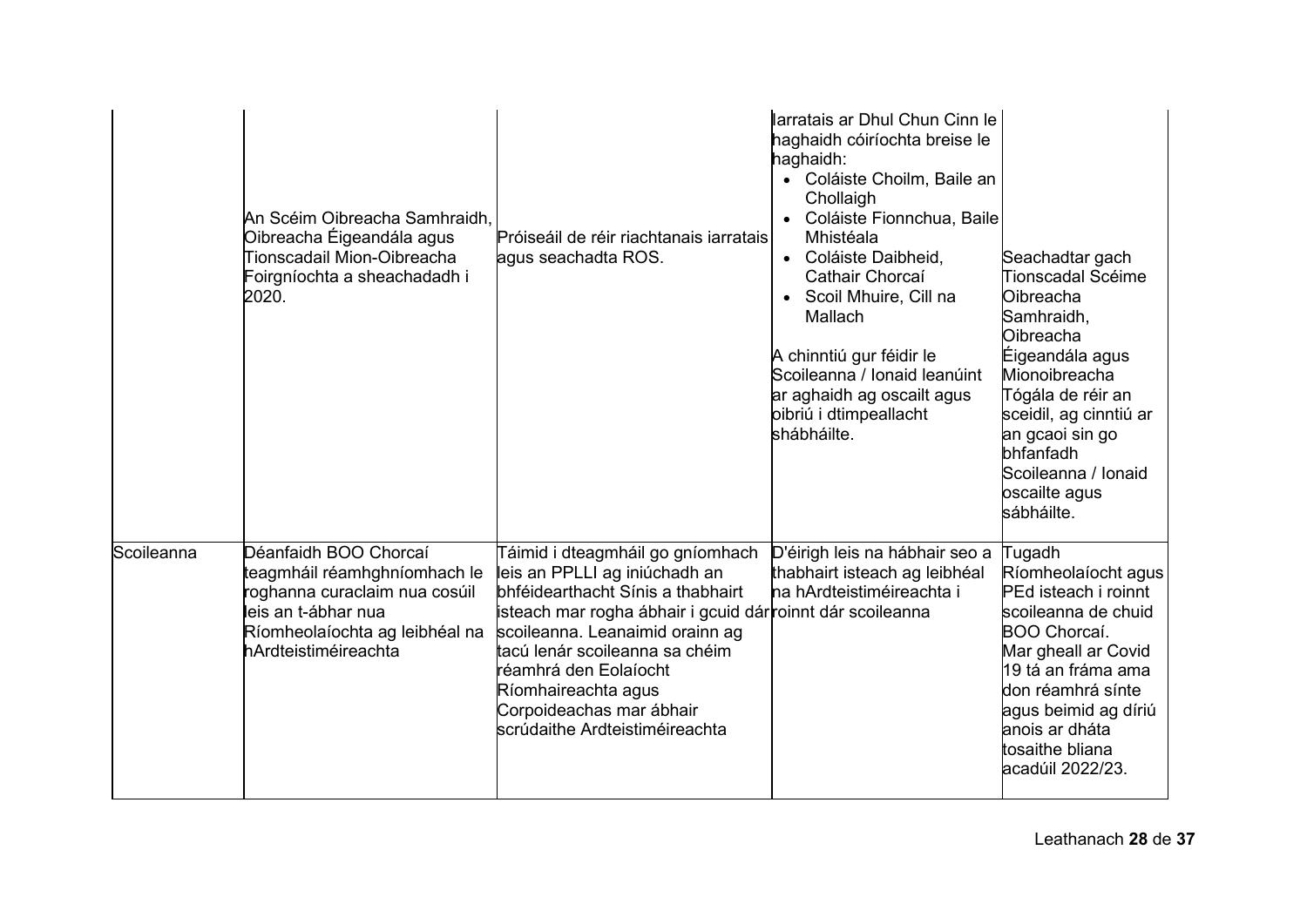| | | | | |
|---|---|---|---|---|
| | An Scéim Oibreacha Samhraidh, Oibreacha Éigeandála agus Tionscadail Mion-Oibreacha Foirgníochta a sheachadadh i 2020. | Próiseáil de réir riachtanais iarratais agus seachadta ROS. | Iarratais ar Dhul Chun Cinn le haghaidh cóiríochta breise le haghaidh:<br>• Coláiste Choilm, Baile an Chollaigh<br>• Coláiste Fionnchua, Baile Mhistéala<br>• Coláiste Daibheid, Cathair Chorcaí<br>• Scoil Mhuire, Cill na Mallach<br><br>A chinntiú gur féidir le Scoileanna / Ionaid leanúint ar aghaidh ag oscailt agus oibriú i dtimpeallacht shábháilte. | Seachadtar gach Tionscadal Scéime Oibreacha Samhraidh, Oibreacha Éigeandála agus Mionoibreacha Tógála de réir an sceidil, ag cinntiú ar an gcaoi sin go bhfanfadh Scoileanna / Ionaid oscailte agus sábháilte. |
| Scoileanna | Déanfaidh BOO Chorcaí teagmháil réamhghníomhach le roghanna curaclaim nua cosúil leis an t-ábhar nua Ríomheolaíochta ag leibhéal na hArdteistiméireachta | Táimid i dteagmháil go gníomhach leis an PPLLI ag iniúchadh an bhféidearthacht Sínis a thabhairt isteach mar rogha ábhair i gcuid dár scoileanna. Leanaimid orainn ag tacú lenár scoileanna sa chéim réamhrá den Eolaíocht Ríomhaireachta agus Corpoideachas mar ábhair scrúdaithe Ardteistiméireachta | D'éirigh leis na hábhair seo a thabhairt isteach ag leibhéal na hArdteistiméireachta i roinnt dár scoileanna | Tugadh Ríomheolaíocht agus PEd isteach i roinnt scoileanna de chuid BOO Chorcaí.<br>Mar gheall ar Covid 19 tá an fráma ama don réamhrá sínte agus beimid ag díriú anois ar dháta tosaithe bliana acadúil 2022/23. |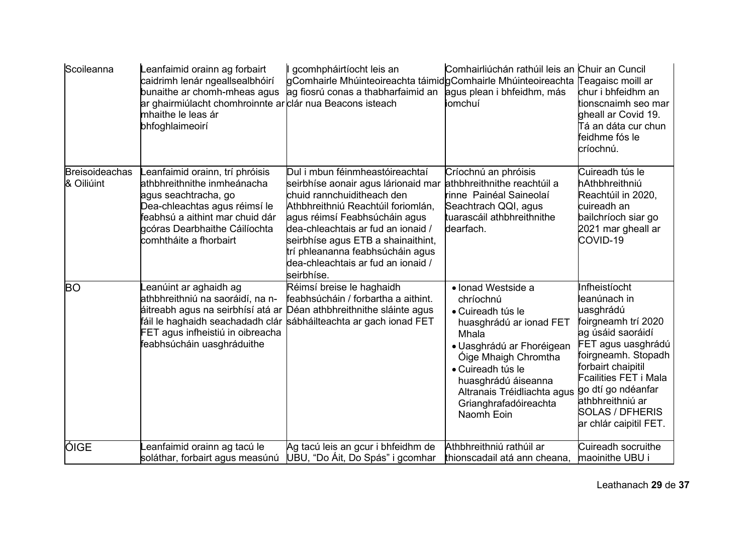| Scoileanna | Leanfaimid orainn ag forbairt caidrimh lenár ngeallsealbhóirí bunaithe ar chomh-mheas agus ar ghairmiúlacht chomhroinnte ar mhaithe le leas ár bhfoghlaimeoirí | I gcomhpháirtíocht leis an gComhairle Mhúinteoireachta táimid ag fiosrú conas a thabharfaimid an clár nua Beacons isteach | Comhairliúchán rathúil leis an gComhairle Mhúinteoireachta agus plean i bhfeidhm, más iomchuí | Chuir an Cuncil Teagaisc moill ar chur i bhfeidhm an tionscnaimh seo mar gheall ar Covid 19. Tá an dáta cur chun feidhme fós le críochnú. |
|---|---|---|---|---|
| Breisoideachas & Oiliúint | Leanfaimid orainn, trí phróisis athbhreithnithe inmheánacha agus seachtracha, go Dea-chleachtas agus réimsí le feabhsú a aithint mar chuid dár gcóras Dearbhaithe Cáilíochta comhtháite a fhorbairt | Dul i mbun féinmheastóireachtaí seirbhíse aonair agus lárionaid mar chuid rannchuiditheach den Athbhreithniú Reachtúil foriomlán, agus réimsí Feabhsúcháin agus dea-chleachtais ar fud an ionaid / seirbhíse agus ETB a shainaithint, trí phleananna feabhsúcháin agus dea-chleachtais ar fud an ionaid / seirbhíse. | Críochnú an phróisis athbhreithnithe reachtúil a rinne Painéal Saineolaí Seachtrach QQI, agus tuarascáil athbhreithnithe dearfach. | Cuireadh tús le hAthbhreithniú Reachtúil in 2020, cuireadh an bailchríoch siar go 2021 mar gheall ar COVID-19 |
| BO | Leanúint ar aghaidh ag athbhreithniú na saoráidí, na n-áitreabh agus na seirbhísí atá ar fáil le haghaidh seachadadh clár FET agus infheistiú in oibreacha feabhsúcháin uasghráduithe | Réimsí breise le haghaidh feabhsúcháin / forbartha a aithint. Déan athbhreithnithe sláinte agus sábháilteachta ar gach ionad FET | • Ionad Westside a chríochnú<br>• Cuireadh tús le huasghrádú ar ionad FET Mhala<br>• Uasghrádú ar Fhoréigean Óige Mhaigh Chromtha<br>• Cuireadh tús le huasghrádú áiseanna Altranais Tréidliachta agus Grianghrafadóireachta Naomh Eoin | Infheistíocht leanúnach in uasghrádú foirgneamh trí 2020 ag úsáid saoráidí FET agus uasghrádú foirgneamh. Stopadh forbairt chaipitil Fcailities FET i Mala go dtí go ndéanfar athbhreithniú ar SOLAS / DFHERIS ar chlár caipitil FET. |
| ÓIGE | Leanfaimid orainn ag tacú le soláthar, forbairt agus measúnú | Ag tacú leis an gcur i bhfeidhm de UBU, "Do Áit, Do Spás" i gcomhar | Athbhreithniú rathúil ar thionscadail atá ann cheana, | Cuireadh socruithe maoinithe UBU i |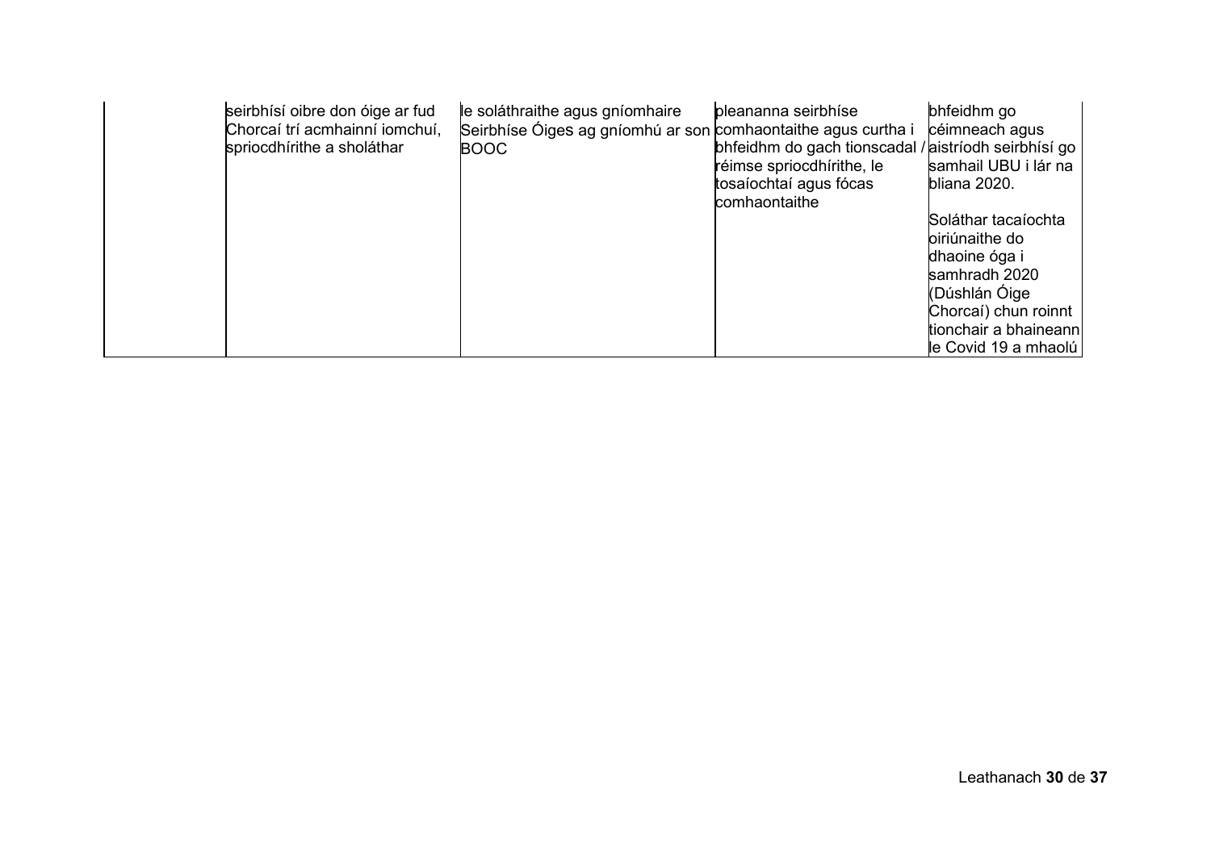| | | | | |
|---|---|---|---|---|
| | seirbhísí oibre don óige ar fud Chorcaí trí acmhainní iomchuí, spriocdhírithe a sholáthar | le soláthraithe agus gníomhaire Seirbhíse Óiges ag gníomhú ar son BOOC | pleananna seirbhíse comhaontaithe agus curtha i bhfeidhm do gach tionscadal / réimse spriocdhírithe, le tosaíochtaí agus fócas comhaontaithe | bhfeidhm go céimneach agus aistríodh seirbhísí go samhail UBU i lár na bliana 2020.<br><br>Soláthar tacaíochta oiriúnaithe do dhaoine óga i samhradh 2020 (Dúshlán Óige Chorcaí) chun roinnt tionchair a bhaineann le Covid 19 a mhaolú |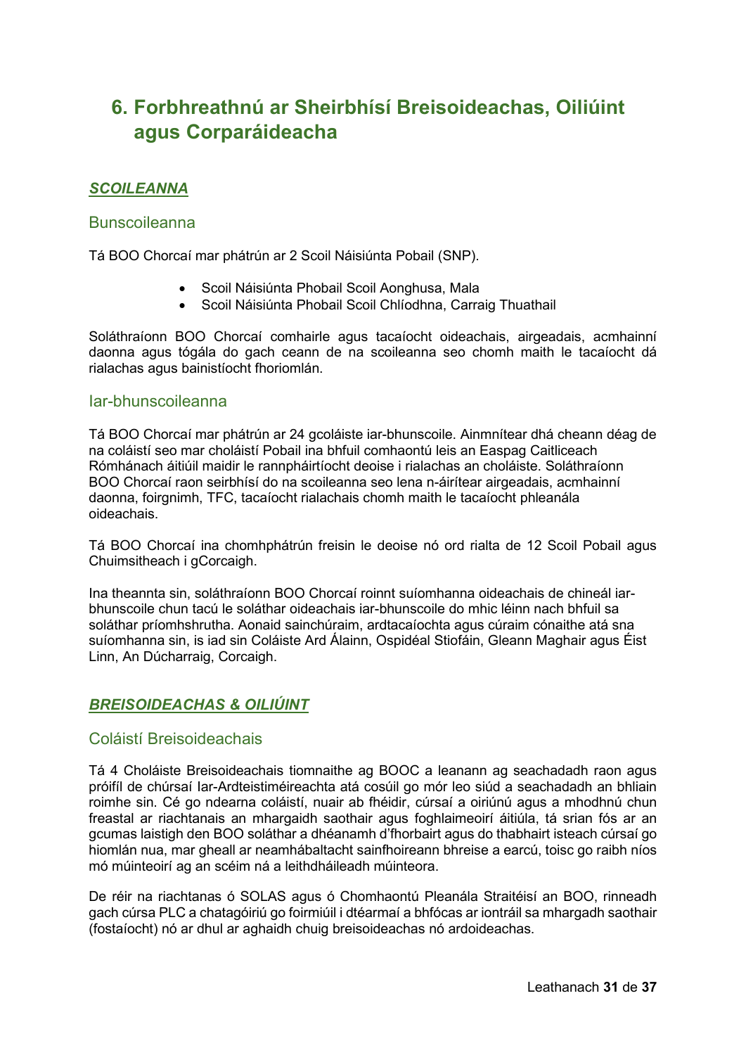# 6. Forbhreathnú ar Sheirbhísí Breisoideachas, Oiliúint agus Corparáideacha

## ***SCOILEANNA***

### Bunscoileanna

Tá BOO Chorcaí mar phátrún ar 2 Scoil Náisiúnta Pobail (SNP).

- Scoil Náisiúnta Phobail Scoil Aonghusa, Mala
- Scoil Náisiúnta Phobail Scoil Chlíodhna, Carraig Thuathail

Soláthraíonn BOO Chorcaí comhairle agus tacaíocht oideachais, airgeadais, acmhainní daonna agus tógála do gach ceann de na scoileanna seo chomh maith le tacaíocht dá rialachas agus bainistíocht fhoriomlán.

### Iar-bhunscoileanna

Tá BOO Chorcaí mar phátrún ar 24 gcoláiste iar-bhunscoile. Ainmnítear dhá cheann déag de na coláistí seo mar choláistí Pobail ina bhfuil comhaontú leis an Easpag Caitliceach Rómhánach áitiúil maidir le rannpháirtíocht deoise i rialachas an choláiste. Soláthraíonn BOO Chorcaí raon seirbhísí do na scoileanna seo lena n-áirítear airgeadais, acmhainní daonna, foirgnimh, TFC, tacaíocht rialachais chomh maith le tacaíocht phleanála oideachais.

Tá BOO Chorcaí ina chomhphátrún freisin le deoise nó ord rialta de 12 Scoil Pobail agus Chuimsitheach i gCorcaigh.

Ina theannta sin, soláthraíonn BOO Chorcaí roinnt suíomhanna oideachais de chineál iar-bhunscoile chun tacú le soláthar oideachais iar-bhunscoile do mhic léinn nach bhfuil sa soláthar príomhshrutha. Aonaid sainchúraim, ardtacaíochta agus cúraim cónaithe atá sna suíomhanna sin, is iad sin Coláiste Ard Álainn, Ospidéal Stiofáin, Gleann Maghair agus Éist Linn, An Dúcharraig, Corcaigh.

## ***BREISOIDEACHAS & OILIÚINT***

### Coláistí Breisoideachais

Tá 4 Choláiste Breisoideachais tiomnaithe ag BOOC a leanann ag seachadadh raon agus próifíl de chúrsaí Iar-Ardteistiméireachta atá cosúil go mór leo siúd a seachadadh an bhliain roimhe sin. Cé go ndearna coláistí, nuair ab fhéidir, cúrsaí a oiriúnú agus a mhodhnú chun freastal ar riachtanais an mhargaidh saothair agus foghlaimeoirí áitiúla, tá srian fós ar an gcumas laistigh den BOO soláthar a dhéanamh d'fhorbairt agus do thabhairt isteach cúrsaí go hiomlán nua, mar gheall ar neamhábaltacht sainfhoireann bhreise a earcú, toisc go raibh níos mó múinteoirí ag an scéim ná a leithdháileadh múinteora.

De réir na riachtanas ó SOLAS agus ó Chomhaontú Pleanála Straitéisí an BOO, rinneadh gach cúrsa PLC a chatagóiriú go foirmiúil i dtéarmaí a bhfócas ar iontráil sa mhargadh saothair (fostaíocht) nó ar dhul ar aghaidh chuig breisoideachas nó ardoideachas.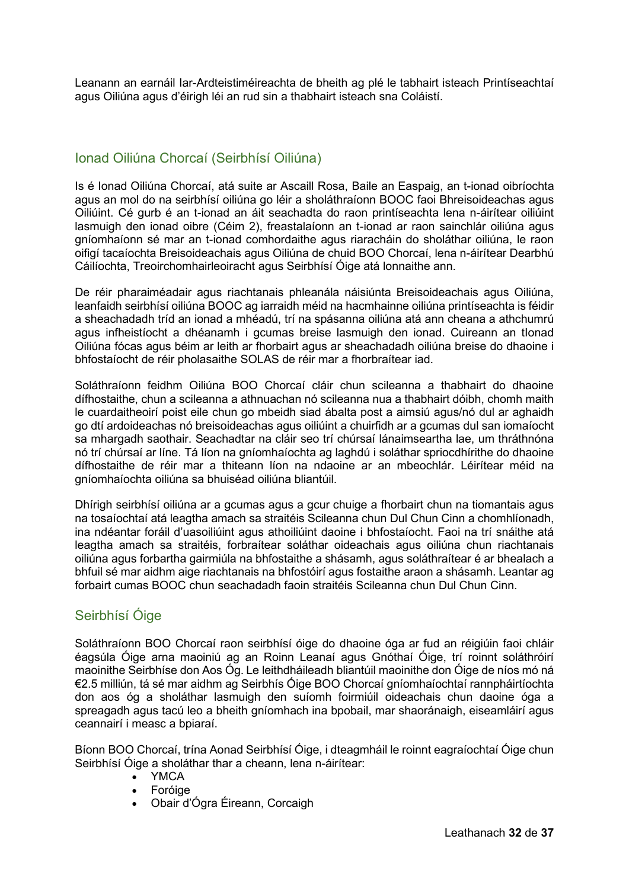Leanann an earnáil Iar-Ardteistiméireachta de bheith ag plé le tabhairt isteach Printíseachtaí agus Oiliúna agus d'éirigh léi an rud sin a thabhairt isteach sna Coláistí.

## Ionad Oiliúna Chorcaí (Seirbhísí Oiliúna)

Is é Ionad Oiliúna Chorcaí, atá suite ar Ascaill Rosa, Baile an Easpaig, an t-ionad oibríochta agus an mol do na seirbhísí oiliúna go léir a sholáthraíonn BOOC faoi Bhreisoideachas agus Oiliúint. Cé gurb é an t-ionad an áit seachadta do raon printíseachta lena n-áirítear oiliúint lasmuigh den ionad oibre (Céim 2), freastalaíonn an t-ionad ar raon sainchlár oiliúna agus gníomhaíonn sé mar an t-ionad comhordaithe agus riaracháin do sholáthar oiliúna, le raon oifigí tacaíochta Breisoideachais agus Oiliúna de chuid BOO Chorcaí, lena n-áirítear Dearbhú Cáilíochta, Treoirchomhairleoireacht agus Seirbhísí Óige atá lonnaithe ann.

De réir pharaiméadair agus riachtanais phleanála náisiúnta Breisoideachais agus Oiliúna, leanfaidh seirbhísí oiliúna BOOC ag iarraidh méid na hacmhainne oiliúna printíseachta is féidir a sheachadadh tríd an ionad a mhéadú, trí na spásanna oiliúna atá ann cheana a athchumrú agus infheistíocht a dhéanamh i gcumas breise lasmuigh den ionad. Cuireann an tIonad Oiliúna fócas agus béim ar leith ar fhorbairt agus ar sheachadadh oiliúna breise do dhaoine i bhfostaíocht de réir pholasaithe SOLAS de réir mar a fhorbraítear iad.

Soláthraíonn feidhm Oiliúna BOO Chorcaí cláir chun scileanna a thabhairt do dhaoine dífhostaithe, chun a scileanna a athnuachan nó scileanna nua a thabhairt dóibh, chomh maith le cuardaitheoirí poist eile chun go mbeidh siad ábalta post a aimsiú agus/nó dul ar aghaidh go dtí ardoideachas nó breisoideachas agus oiliúint a chuirfidh ar a gcumas dul san iomaíocht sa mhargadh saothair. Seachadtar na cláir seo trí chúrsaí lánaimseartha lae, um thráthnóna nó trí chúrsaí ar líne. Tá líon na gníomhaíochta ag laghdú i soláthar spriocdhírithe do dhaoine dífhostaithe de réir mar a thiteann líon na ndaoine ar an mbeochlár. Léirítear méid na gníomhaíochta oiliúna sa bhuiséad oiliúna bliantúil.

Dhírigh seirbhísí oiliúna ar a gcumas agus a gcur chuige a fhorbairt chun na tiomantais agus na tosaíochtaí atá leagtha amach sa straitéis Scileanna chun Dul Chun Cinn a chomhlíonadh, ina ndéantar foráil d'uasoiliúint agus athoiliúint daoine i bhfostaíocht. Faoi na trí snáithe atá leagtha amach sa straitéis, forbraítear soláthar oideachais agus oiliúna chun riachtanais oiliúna agus forbartha gairmiúla na bhfostaithe a shásamh, agus soláthraítear é ar bhealach a bhfuil sé mar aidhm aige riachtanais na bhfostóirí agus fostaithe araon a shásamh. Leantar ag forbairt cumas BOOC chun seachadadh faoin straitéis Scileanna chun Dul Chun Cinn.

## Seirbhísí Óige

Soláthraíonn BOO Chorcaí raon seirbhísí óige do dhaoine óga ar fud an réigiúin faoi chláir éagsúla Óige arna maoiniú ag an Roinn Leanaí agus Gnóthaí Óige, trí roinnt soláthróirí maoinithe Seirbhíse don Aos Óg. Le leithdháileadh bliantúil maoinithe don Óige de níos mó ná €2.5 milliún, tá sé mar aidhm ag Seirbhís Óige BOO Chorcaí gníomhaíochtaí rannpháirtíochta don aos óg a sholáthar lasmuigh den suíomh foirmiúil oideachais chun daoine óga a spreagadh agus tacú leo a bheith gníomhach ina bpobail, mar shaoránaigh, eiseamláirí agus ceannairí i measc a bpiaraí.

Bíonn BOO Chorcaí, trína Aonad Seirbhísí Óige, i dteagmháil le roinnt eagraíochtaí Óige chun Seirbhísí Óige a sholáthar thar a cheann, lena n-áirítear:

- YMCA
- Foróige
- Obair d'Ógra Éireann, Corcaigh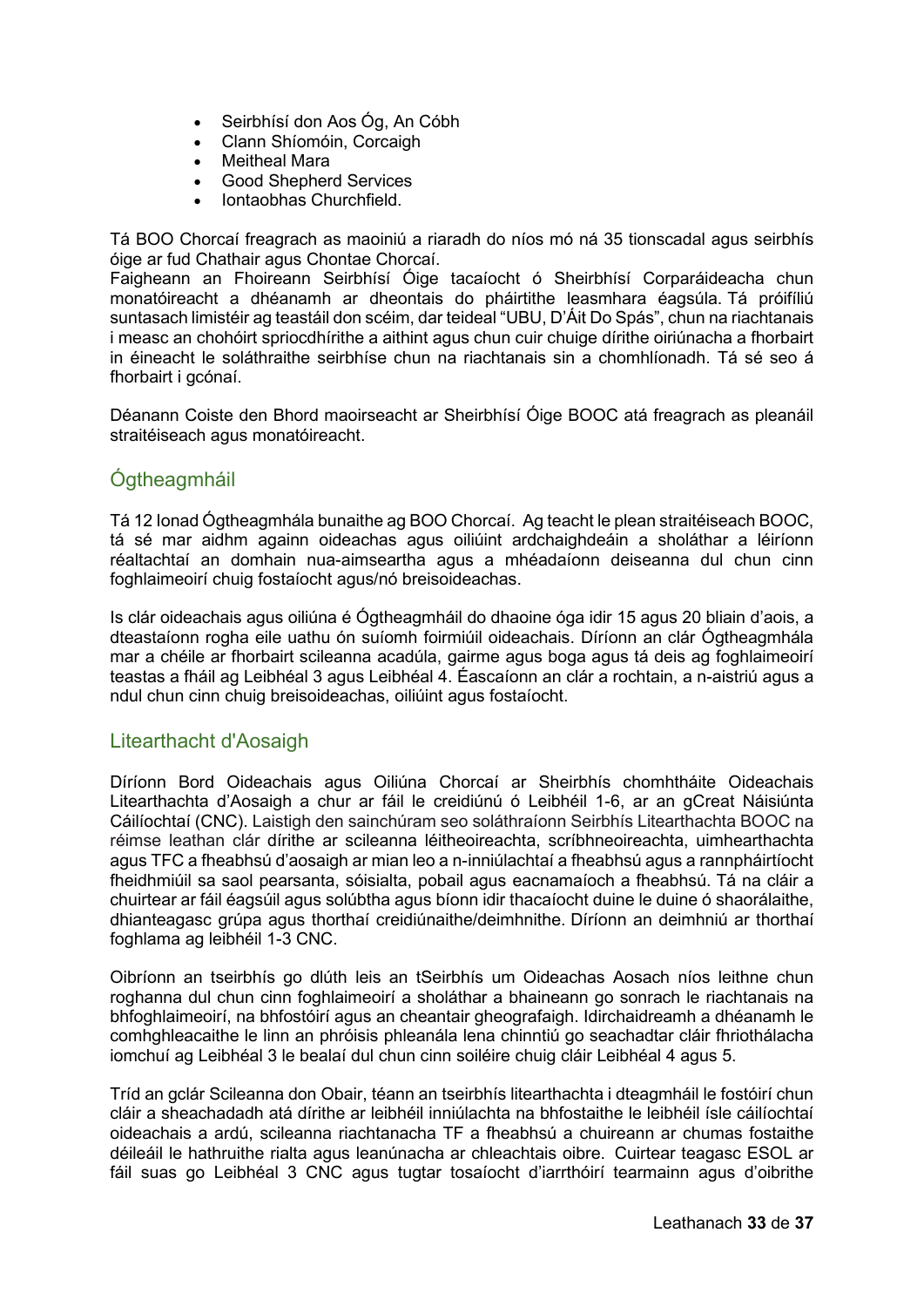- Seirbhísí don Aos Óg, An Cóbh
- Clann Shíomóin, Corcaigh
- Meitheal Mara
- Good Shepherd Services
- Iontaobhas Churchfield.

Tá BOO Chorcaí freagrach as maoiniú a riaradh do níos mó ná 35 tionscadal agus seirbhís óige ar fud Chathair agus Chontae Chorcaí.
Faigheann an Fhoireann Seirbhísí Óige tacaíocht ó Sheirbhísí Corparáideacha chun monatóireacht a dhéanamh ar dheontais do pháirtithe leasmhara éagsúla. Tá próifíliú suntasach limistéir ag teastáil don scéim, dar teideal "UBU, D'Áit Do Spás", chun na riachtanais i measc an chohóirt spriocdhírithe a aithint agus chun cuir chuige dírithe oiriúnacha a fhorbairt in éineacht le soláthraithe seirbhíse chun na riachtanais sin a chomhlíonadh. Tá sé seo á fhorbairt i gcónaí.

Déanann Coiste den Bhord maoirseacht ar Sheirbhísí Óige BOOC atá freagrach as pleanáil straitéiseach agus monatóireacht.

## Ógtheagmháil

Tá 12 Ionad Ógtheagmhála bunaithe ag BOO Chorcaí. Ag teacht le plean straitéiseach BOOC, tá sé mar aidhm againn oideachas agus oiliúint ardchaighdeáin a sholáthar a léiríonn réaltachtaí an domhain nua-aimseartha agus a mhéadaíonn deiseanna dul chun cinn foghlaimeoirí chuig fostaíocht agus/nó breisoideachas.

Is clár oideachais agus oiliúna é Ógtheagmháil do dhaoine óga idir 15 agus 20 bliain d'aois, a dteastaíonn rogha eile uathu ón suíomh foirmiúil oideachais. Díríonn an clár Ógtheagmhála mar a chéile ar fhorbairt scileanna acadúla, gairme agus boga agus tá deis ag foghlaimeoirí teastas a fháil ag Leibhéal 3 agus Leibhéal 4. Éascaíonn an clár a rochtain, a n-aistriú agus a ndul chun cinn chuig breisoideachas, oiliúint agus fostaíocht.

## Litearthacht d'Aosaigh

Díríonn Bord Oideachais agus Oiliúna Chorcaí ar Sheirbhís chomhtháite Oideachais Litearthachta d'Aosaigh a chur ar fáil le creidiúnú ó Leibhéil 1-6, ar an gCreat Náisiúnta Cáilíochtaí (CNC). Laistigh den sainchúram seo soláthraíonn Seirbhís Litearthachta BOOC na réimse leathan clár dírithe ar scileanna léitheoireachta, scríbhneoireachta, uimhearthachta agus TFC a fheabhsú d'aosaigh ar mian leo a n-inniúlachtaí a fheabhsú agus a rannpháirtíocht fheidhmiúil sa saol pearsanta, sóisialta, pobail agus eacnamaíoch a fheabhsú. Tá na cláir a chuirtear ar fáil éagsúil agus solúbtha agus bíonn idir thacaíocht duine le duine ó shaorálaithe, dhianteagasc grúpa agus thorthaí creidiúnaithe/deimhnithe. Díríonn an deimhniú ar thorthaí foghlama ag leibhéil 1-3 CNC.

Oibríonn an tseirbhís go dlúth leis an tSeirbhís um Oideachas Aosach níos leithne chun roghanna dul chun cinn foghlaimeoirí a sholáthar a bhaineann go sonrach le riachtanais na bhfoghlaimeoirí, na bhfostóirí agus an cheantair gheografaigh. Idirchaidreamh a dhéanamh le comhghleacaithe le linn an phróisis phleanála lena chinntiú go seachadtar cláir fhriothálacha iomchuí ag Leibhéal 3 le bealaí dul chun cinn soiléire chuig cláir Leibhéal 4 agus 5.

Tríd an gclár Scileanna don Obair, téann an tseirbhís litearthachta i dteagmháil le fostóirí chun cláir a sheachadadh atá dírithe ar leibhéil inniúlachta na bhfostaithe le leibhéil ísle cáilíochtaí oideachais a ardú, scileanna riachtanacha TF a fheabhsú a chuireann ar chumas fostaithe déileáil le hathruithe rialta agus leanúnacha ar chleachtais oibre. Cuirtear teagasc ESOL ar fáil suas go Leibhéal 3 CNC agus tugtar tosaíocht d'iarrthóirí tearmainn agus d'oibrithe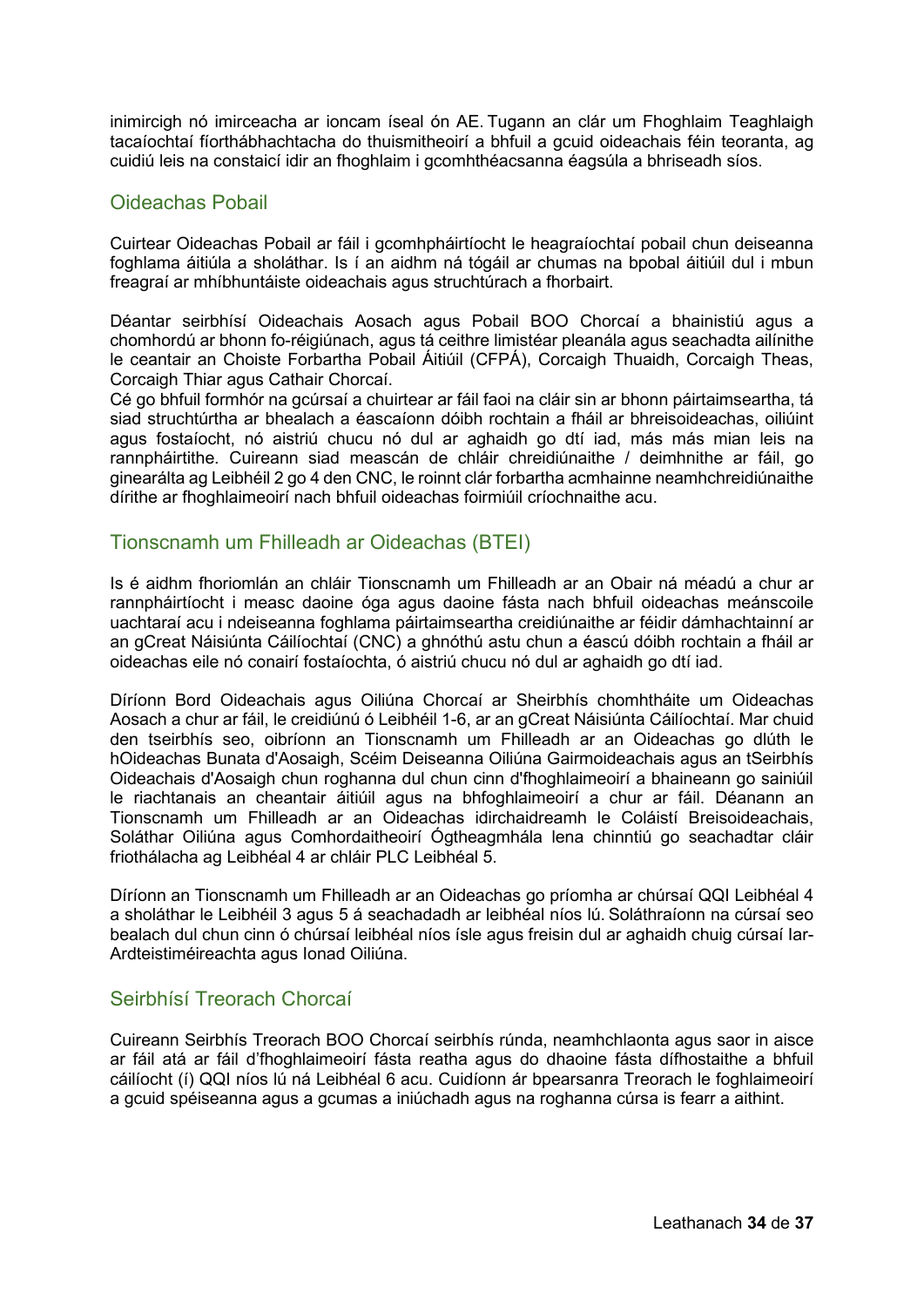inimircigh nó imirceacha ar ioncam íseal ón AE. Tugann an clár um Fhoghlaim Teaghlaigh tacaíochtaí fíorthábhachtacha do thuismitheoirí a bhfuil a gcuid oideachais féin teoranta, ag cuidiú leis na constaicí idir an fhoghlaim i gcomhthéacsanna éagsúla a bhriseadh síos.

## Oideachas Pobail

Cuirtear Oideachas Pobail ar fáil i gcomhpháirtíocht le heagraíochtaí pobail chun deiseanna foghlama áitiúla a sholáthar. Is í an aidhm ná tógáil ar chumas na bpobal áitiúil dul i mbun freagraí ar mhíbhuntáiste oideachais agus struchtúrach a fhorbairt.

Déantar seirbhísí Oideachais Aosach agus Pobail BOO Chorcaí a bhainistiú agus a chomhordú ar bhonn fo-réigiúnach, agus tá ceithre limistéar pleanála agus seachadta ailínithe le ceantair an Choiste Forbartha Pobail Áitiúil (CFPÁ), Corcaigh Thuaidh, Corcaigh Theas, Corcaigh Thiar agus Cathair Chorcaí.

Cé go bhfuil formhór na gcúrsaí a chuirtear ar fáil faoi na cláir sin ar bhonn páirtaimseartha, tá siad struchtúrtha ar bhealach a éascaíonn dóibh rochtain a fháil ar bhreisoideachas, oiliúint agus fostaíocht, nó aistriú chucu nó dul ar aghaidh go dtí iad, más más mian leis na rannpháirtithe. Cuireann siad meascán de chláir chreidiúnaithe / deimhnithe ar fáil, go ginearálta ag Leibhéil 2 go 4 den CNC, le roinnt clár forbartha acmhainne neamhchreidiúnaithe dírithe ar fhoghlaimeoirí nach bhfuil oideachas foirmiúil críochnaithe acu.

## Tionscnamh um Fhilleadh ar Oideachas (BTEI)

Is é aidhm fhoriomlán an chláir Tionscnamh um Fhilleadh ar an Obair ná méadú a chur ar rannpháirtíocht i measc daoine óga agus daoine fásta nach bhfuil oideachas meánscoile uachtaraí acu i ndeiseanna foghlama páirtaimseartha creidiúnaithe ar féidir dámhachtainní ar an gCreat Náisiúnta Cáilíochtaí (CNC) a ghnóthú astu chun a éascú dóibh rochtain a fháil ar oideachas eile nó conairí fostaíochta, ó aistriú chucu nó dul ar aghaidh go dtí iad.

Díríonn Bord Oideachais agus Oiliúna Chorcaí ar Sheirbhís chomhtháite um Oideachas Aosach a chur ar fáil, le creidiúnú ó Leibhéil 1-6, ar an gCreat Náisiúnta Cáilíochtaí. Mar chuid den tseirbhís seo, oibríonn an Tionscnamh um Fhilleadh ar an Oideachas go dlúth le hOideachas Bunata d'Aosaigh, Scéim Deiseanna Oiliúna Gairmoideachais agus an tSeirbhís Oideachais d'Aosaigh chun roghanna dul chun cinn d'fhoghlaimeoirí a bhaineann go sainiúil le riachtanais an cheantair áitiúil agus na bhfoghlaimeoirí a chur ar fáil. Déanann an Tionscnamh um Fhilleadh ar an Oideachas idirchaidreamh le Coláistí Breisoideachais, Soláthar Oiliúna agus Comhordaitheoirí Ógtheagmhála lena chinntiú go seachadtar cláir friothálacha ag Leibhéal 4 ar chláir PLC Leibhéal 5.

Díríonn an Tionscnamh um Fhilleadh ar an Oideachas go príomha ar chúrsaí QQI Leibhéal 4 a sholáthar le Leibhéil 3 agus 5 á seachadadh ar leibhéal níos lú. Soláthraíonn na cúrsaí seo bealach dul chun cinn ó chúrsaí leibhéal níos ísle agus freisin dul ar aghaidh chuig cúrsaí Iar-Ardteistiméireachta agus Ionad Oiliúna.

## Seirbhísí Treorach Chorcaí

Cuireann Seirbhís Treorach BOO Chorcaí seirbhís rúnda, neamhchlaonta agus saor in aisce ar fáil atá ar fáil d'fhoghlaimeoirí fásta reatha agus do dhaoine fásta dífhostaithe a bhfuil cáilíocht (í) QQI níos lú ná Leibhéal 6 acu. Cuidíonn ár bpearsanra Treorach le foghlaimeoirí a gcuid spéiseanna agus a gcumas a iniúchadh agus na roghanna cúrsa is fearr a aithint.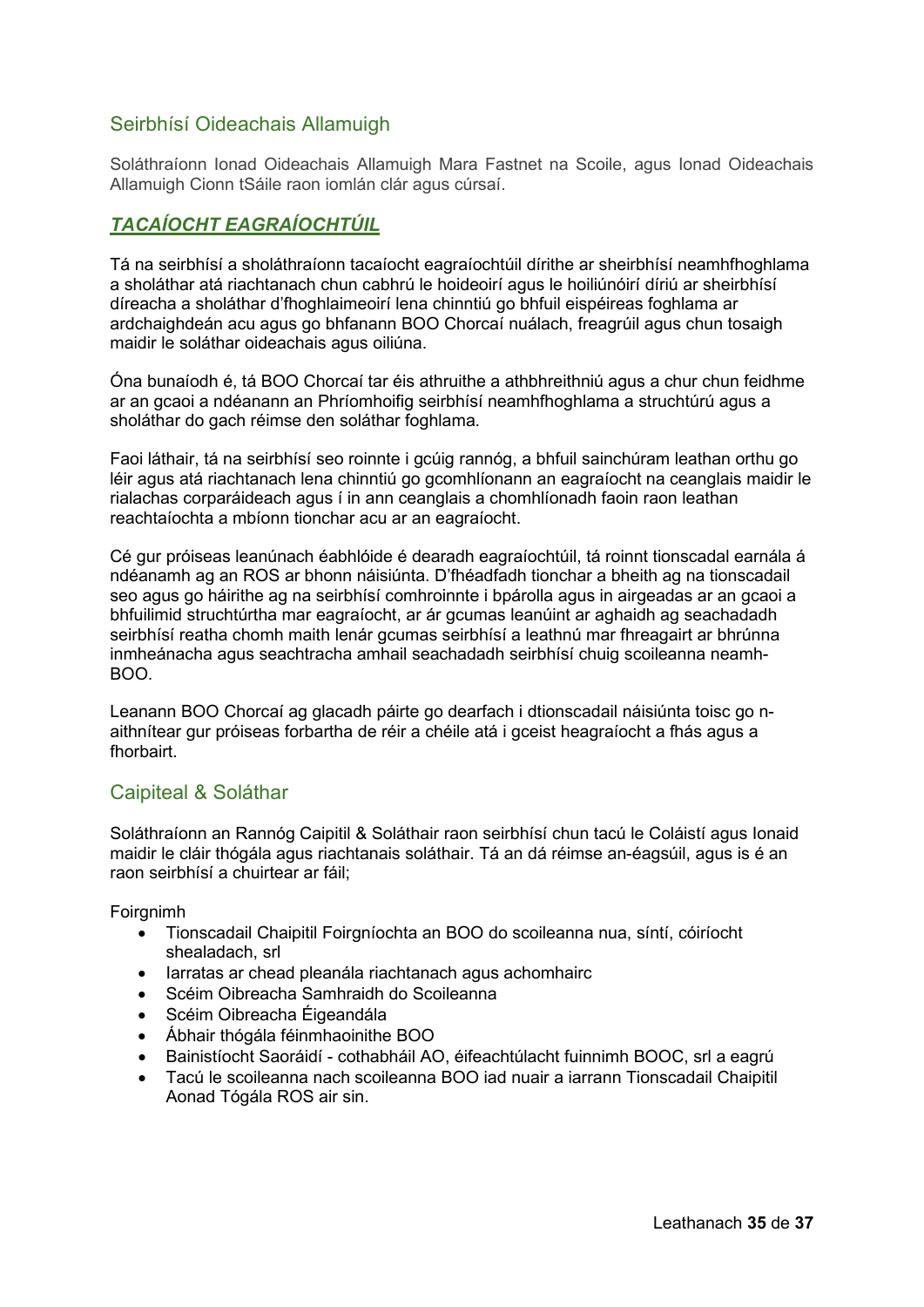## Seirbhísí Oideachais Allamuigh

Soláthraíonn Ionad Oideachais Allamuigh Mara Fastnet na Scoile, agus Ionad Oideachais Allamuigh Cionn tSáile raon iomlán clár agus cúrsaí.

## ***TACAÍOCHT EAGRAÍOCHTÚIL***

Tá na seirbhísí a sholáthraíonn tacaíocht eagraíochtúil dírithe ar sheirbhísí neamhfhoghlama a sholáthar atá riachtanach chun cabhrú le hoideoirí agus le hoiliúnóirí díriú ar sheirbhísí díreacha a sholáthar d'fhoghlaimeoirí lena chinntiú go bhfuil eispéireas foghlama ar ardchaighdeán acu agus go bhfanann BOO Chorcaí nuálach, freagrúil agus chun tosaigh maidir le soláthar oideachais agus oiliúna.

Óna bunaíodh é, tá BOO Chorcaí tar éis athruithe a athbhreithniú agus a chur chun feidhme ar an gcaoi a ndéanann an Phríomhoifig seirbhísí neamhfhoghlama a struchtúrú agus a sholáthar do gach réimse den soláthar foghlama.

Faoi láthair, tá na seirbhísí seo roinnte i gcúig rannóg, a bhfuil sainchúram leathan orthu go léir agus atá riachtanach lena chinntiú go gcomhlíonann an eagraíocht na ceanglais maidir le rialachas corparáideach agus í in ann ceanglais a chomhlíonadh faoin raon leathan reachtaíochta a mbíonn tionchar acu ar an eagraíocht.

Cé gur próiseas leanúnach éabhlóide é dearadh eagraíochtúil, tá roinnt tionscadal earnála á ndéanamh ag an ROS ar bhonn náisiúnta. D'fhéadfadh tionchar a bheith ag na tionscadail seo agus go háirithe ag na seirbhísí comhroinnte i bpárolla agus in airgeadas ar an gcaoi a bhfuilimid struchtúrtha mar eagraíocht, ar ár gcumas leanúint ar aghaidh ag seachadadh seirbhísí reatha chomh maith lenár gcumas seirbhísí a leathnú mar fhreagairt ar bhrúnna inmheánacha agus seachtracha amhail seachadadh seirbhísí chuig scoileanna neamh-BOO.

Leanann BOO Chorcaí ag glacadh páirte go dearfach i dtionscadail náisiúnta toisc go n-aithnítear gur próiseas forbartha de réir a chéile atá i gceist heagraíocht a fhás agus a fhorbairt.

## Caipiteal & Soláthar

Soláthraíonn an Rannóg Caipitil & Soláthair raon seirbhísí chun tacú le Coláistí agus Ionaid maidir le cláir thógála agus riachtanais soláthair. Tá an dá réimse an-éagsúil, agus is é an raon seirbhísí a chuirtear ar fáil;

Foirgnimh

- Tionscadail Chaipitil Foirgníochta an BOO do scoileanna nua, síntí, cóiríocht shealadach, srl
- Iarratas ar chead pleanála riachtanach agus achomhairc
- Scéim Oibreacha Samhraidh do Scoileanna
- Scéim Oibreacha Éigeandála
- Ábhair thógála féinmhaoinithe BOO
- Bainistíocht Saoráidí - cothabháil AO, éifeachtúlacht fuinnimh BOOC, srl a eagrú
- Tacú le scoileanna nach scoileanna BOO iad nuair a iarrann Tionscadail Chaipitil Aonad Tógála ROS air sin.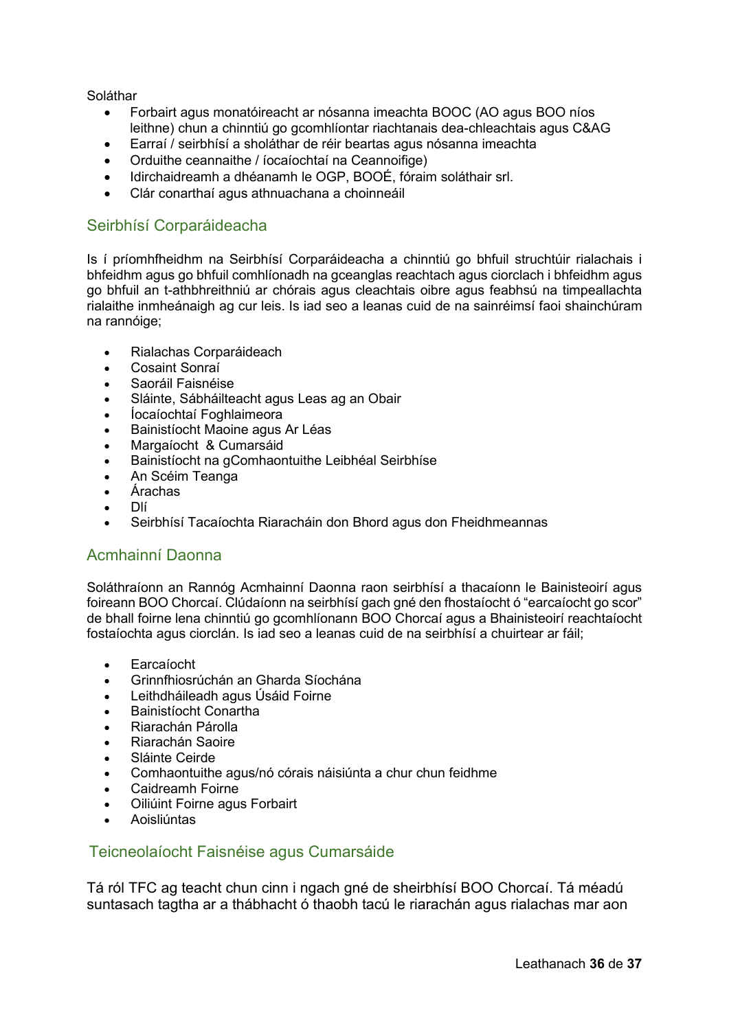Soláthar

- Forbairt agus monatóireacht ar nósanna imeachta BOOC (AO agus BOO níos leithne) chun a chinntiú go gcomhlíontar riachtanais dea-chleachtais agus C&AG
- Earraí / seirbhísí a sholáthar de réir beartas agus nósanna imeachta
- Orduithe ceannaithe / íocaíochtaí na Ceannoifige)
- Idirchaidreamh a dhéanamh le OGP, BOOÉ, fóraim soláthair srl.
- Clár conarthaí agus athnuachana a choinneáil

## Seirbhísí Corparáideacha

Is í príomhfheidhm na Seirbhísí Corparáideacha a chinntiú go bhfuil struchtúir rialachais i bhfeidhm agus go bhfuil comhlíonadh na gceanglas reachtach agus ciorclach i bhfeidhm agus go bhfuil an t-athbhreithniú ar chórais agus cleachtais oibre agus feabhsú na timpeallachta rialaithe inmheánaigh ag cur leis. Is iad seo a leanas cuid de na sainréimsí faoi shainchúram na rannóige;

- Rialachas Corparáideach
- Cosaint Sonraí
- Saoráil Faisnéise
- Sláinte, Sábháilteacht agus Leas ag an Obair
- Íocaíochtaí Foghlaimeora
- Bainistíocht Maoine agus Ar Léas
- Margaíocht & Cumarsáid
- Bainistíocht na gComhaontuithe Leibhéal Seirbhíse
- An Scéim Teanga
- Árachas
- Dlí
- Seirbhísí Tacaíochta Riaracháin don Bhord agus don Fheidhmeannas

## Acmhainní Daonna

Soláthraíonn an Rannóg Acmhainní Daonna raon seirbhísí a thacaíonn le Bainisteoirí agus foireann BOO Chorcaí. Clúdaíonn na seirbhísí gach gné den fhostaíocht ó "earcaíocht go scor" de bhall foirne lena chinntiú go gcomhlíonann BOO Chorcaí agus a Bhainisteoirí reachtaíocht fostaíochta agus ciorclán. Is iad seo a leanas cuid de na seirbhísí a chuirtear ar fáil;

- Earcaíocht
- Grinnfhiosrúchán an Gharda Síochána
- Leithdháileadh agus Úsáid Foirne
- Bainistíocht Conartha
- Riarachán Párolla
- Riarachán Saoire
- Sláinte Ceirde
- Comhaontuithe agus/nó córais náisiúnta a chur chun feidhme
- Caidreamh Foirne
- Oiliúint Foirne agus Forbairt
- Aoisliúntas

## Teicneolaíocht Faisnéise agus Cumarsáide

Tá ról TFC ag teacht chun cinn i ngach gné de sheirbhísí BOO Chorcaí. Tá méadú suntasach tagtha ar a thábhacht ó thaobh tacú le riarachán agus rialachas mar aon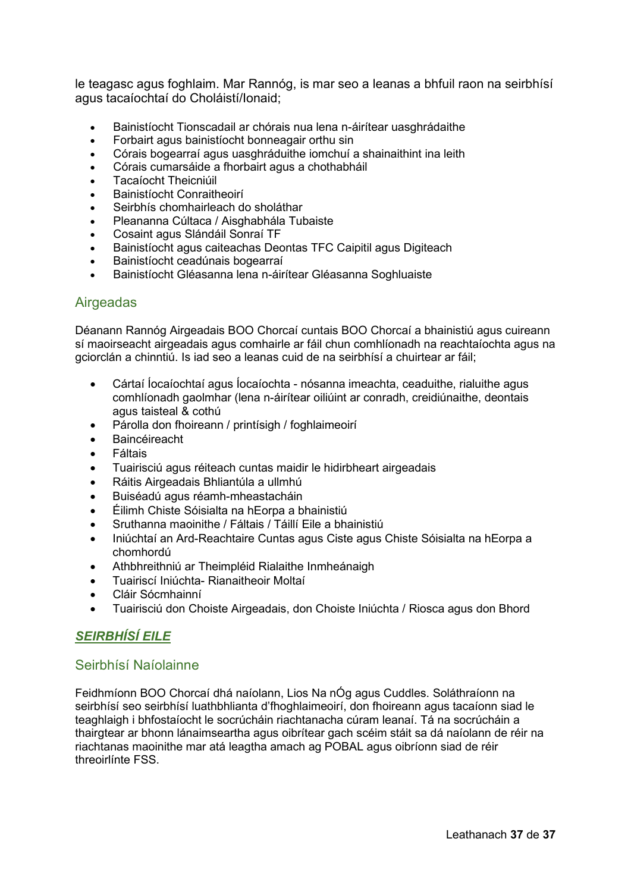le teagasc agus foghlaim. Mar Rannóg, is mar seo a leanas a bhfuil raon na seirbhísí agus tacaíochtaí do Choláistí/Ionaid;

- Bainistíocht Tionscadail ar chórais nua lena n-áirítear uasghrádaithe
- Forbairt agus bainistíocht bonneagair orthu sin
- Córais bogearraí agus uasghráduithe iomchuí a shainaithint ina leith
- Córais cumarsáide a fhorbairt agus a chothabháil
- Tacaíocht Theicniúil
- Bainistíocht Conraitheoirí
- Seirbhís chomhairleach do sholáthar
- Pleananna Cúltaca / Aisghabhála Tubaiste
- Cosaint agus Slándáil Sonraí TF
- Bainistíocht agus caiteachas Deontas TFC Caipitil agus Digiteach
- Bainistíocht ceadúnais bogearraí
- Bainistíocht Gléasanna lena n-áirítear Gléasanna Soghluaiste

## Airgeadas

Déanann Rannóg Airgeadais BOO Chorcaí cuntais BOO Chorcaí a bhainistiú agus cuireann sí maoirseacht airgeadais agus comhairle ar fáil chun comhlíonadh na reachtaíochta agus na gciorclán a chinntiú. Is iad seo a leanas cuid de na seirbhísí a chuirtear ar fáil;

- Cártaí Íocaíochtaí agus Íocaíochta - nósanna imeachta, ceaduithe, rialuithe agus comhlíonadh gaolmhar (lena n-áirítear oiliúint ar conradh, creidiúnaithe, deontais agus taisteal & cothú
- Párolla don fhoireann / printísigh / foghlaimeoirí
- Baincéireacht
- Fáltais
- Tuairisciú agus réiteach cuntas maidir le hidirbheart airgeadais
- Ráitis Airgeadais Bhliantúla a ullmhú
- Buiséadú agus réamh-mheastacháin
- Éilimh Chiste Sóisialta na hEorpa a bhainistiú
- Sruthanna maoinithe / Fáltais / Táillí Eile a bhainistiú
- Iniúchtaí an Ard-Reachtaire Cuntas agus Ciste agus Chiste Sóisialta na hEorpa a chomhordú
- Athbhreithniú ar Theimpléid Rialaithe Inmheánaigh
- Tuairiscí Iniúchta- Rianaitheoir Moltaí
- Cláir Sócmhainní
- Tuairisciú don Choiste Airgeadais, don Choiste Iniúchta / Riosca agus don Bhord

## ***SEIRBHÍSÍ EILE***

## Seirbhísí Naíolainne

Feidhmíonn BOO Chorcaí dhá naíolann, Lios Na nÓg agus Cuddles. Soláthraíonn na seirbhísí seo seirbhísí luathbhlianta d'fhoghlaimeoirí, don fhoireann agus tacaíonn siad le teaghlaigh i bhfostaíocht le socrúcháin riachtanacha cúram leanaí. Tá na socrúcháin a thairgtear ar bhonn lánaimseartha agus oibrítear gach scéim stáit sa dá naíolann de réir na riachtanas maoinithe mar atá leagtha amach ag POBAL agus oibríonn siad de réir threoirlínte FSS.